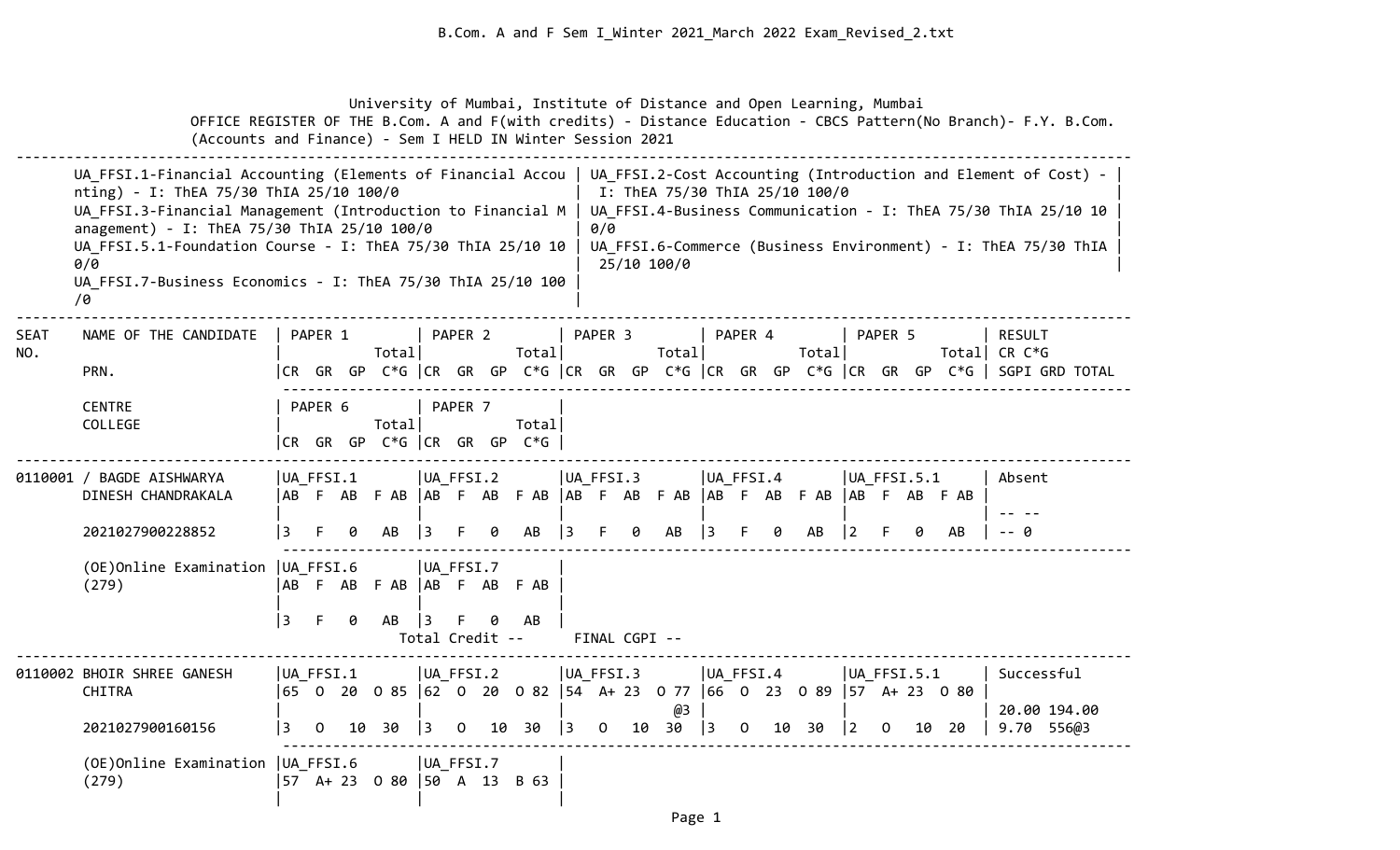University of Mumbai, Institute of Distance and Open Learning, Mumbai

OFFICE REGISTER OF THE B.Com. A and F(with credits) - Distance Education - CBCS Pattern(No Branch)- F.Y. B.Com. (Accounts and Finance) - Sem I HELD IN Winter Session 2021

- UA_FFSI.1-Financial Accounting (Elements of Financial Accounting) - I: ThEA 75/30 ThIA 25/10 100/0
- UA_FFSI.2-Cost Accounting (Introduction and Element of Cost) - I: ThEA 75/30 ThIA 25/10 100/0
- UA_FFSI.3-Financial Management (Introduction to Financial Management) - I: ThEA 75/30 ThIA 25/10 100/0
- UA_FFSI.4-Business Communication - I: ThEA 75/30 ThIA 25/10 100/0
- UA_FFSI.5.1-Foundation Course - I: ThEA 75/30 ThIA 25/10 100/0
- UA_FFSI.6-Commerce (Business Environment) - I: ThEA 75/30 ThIA 25/10 100/0
- UA_FFSI.7-Business Economics - I: ThEA 75/30 ThIA 25/10 100/0

```
SEAT    NAME OF THE CANDIDATE   | PAPER 1         | PAPER 2         | PAPER 3         | PAPER 4         | PAPER 5         | RESULT
NO.                             |           Total |           Total |           Total |           Total |           Total | CR C*G
        PRN.                    |CR  GR  GP  C*G  |CR  GR  GP  C*G  |CR  GR  GP  C*G  |CR  GR  GP  C*G  |CR  GR  GP  C*G  | SGPI GRD TOTAL

        CENTRE                  | PAPER 6         | PAPER 7         |
        COLLEGE                 |           Total |           Total |
                                |CR  GR  GP  C*G  |CR  GR  GP  C*G  |
---------------------------------------------------------------------------------------------------------------------------------------
0110001 / BAGDE AISHWARYA       |UA_FFSI.1        |UA_FFSI.2        |UA_FFSI.3        |UA_FFSI.4        |UA_FFSI.5.1      | Absent
        DINESH CHANDRAKALA      |AB  F  AB  F AB  |AB  F  AB  F AB  |AB  F  AB  F AB  |AB  F  AB  F AB  |AB  F  AB  F AB  |
                                |                 |                 |                 |                 |                 | -- --
        2021027900228852        |3   F   0   AB   |3   F   0   AB   |3   F   0   AB   |3   F   0   AB   |2   F   0   AB   | -- 0

        (OE)Online Examination  |UA_FFSI.6        |UA_FFSI.7        |
        (279)                   |AB  F  AB  F AB  |AB  F  AB  F AB  |
                                |                 |                 |
                                |3   F   0   AB   |3   F   0   AB   |
                                        Total Credit --       FINAL CGPI --
---------------------------------------------------------------------------------------------------------------------------------------
0110002 BHOIR SHREE GANESH      |UA_FFSI.1        |UA_FFSI.2        |UA_FFSI.3        |UA_FFSI.4        |UA_FFSI.5.1      | Successful
        CHITRA                  |65  O  20  O 85  |62  O  20  O 82  |54  A+ 23  O 77  |66  O  23  O 89  |57  A+ 23  O 80  |
                                |                 |                 |             @3  |                 |                 | 20.00 194.00
        2021027900160156        |3   O   10  30   |3   O   10  30   |3   O   10  30   |3   O   10  30   |2   O   10  20   | 9.70  556@3

        (OE)Online Examination  |UA_FFSI.6        |UA_FFSI.7        |
        (279)                   |57  A+ 23  O 80  |50  A  13  B 63  |
                                |                 |                 |
```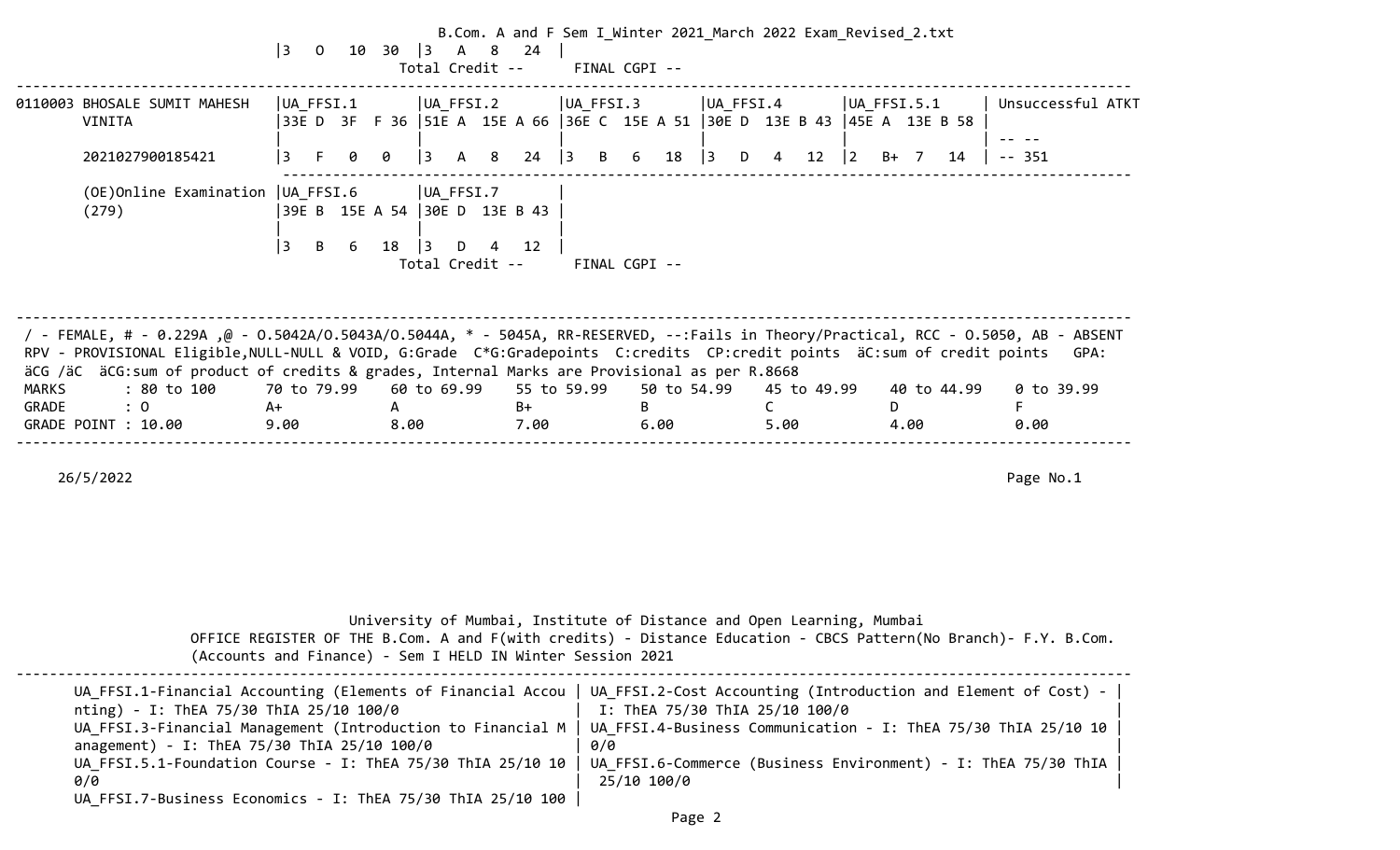```
                               |3   O   10  30  |3   A   8   24  |
                                         Total Credit --      FINAL CGPI --
---------------------------------------------------------------------------------------------------------------------------
0110003 BHOSALE SUMIT MAHESH   |UA_FFSI.1       |UA_FFSI.2       |UA_FFSI.3       |UA_FFSI.4       |UA_FFSI.5.1      | Unsuccessful ATKT
       VINITA                  |33E D  3F  F 36 |51E A  15E A 66 |36E C  15E A 51 |30E D  13E B 43 |45E A  13E B 58  |
                               |                |                |                |                |                 | -- --
       2021027900185421        |3   F   0   0   |3   A   8   24  |3   B   6   18  |3   D   4   12  |2   B+  7   14   | -- 351
                               -------------------------------------------------------------------------------------------
       (OE)Online Examination  |UA_FFSI.6       |UA_FFSI.7       |
       (279)                   |39E B  15E A 54 |30E D  13E B 43 |
                               |                |                |
                               |3   B   6   18  |3   D   4   12  |
                                         Total Credit --      FINAL CGPI --


---------------------------------------------------------------------------------------------------------------------------
 / - FEMALE, # - 0.229A ,@ - O.5042A/O.5043A/O.5044A, * - 5045A, RR-RESERVED, --:Fails in Theory/Practical, RCC - O.5050, AB - ABSENT
 RPV - PROVISIONAL Eligible,NULL-NULL & VOID, G:Grade  C*G:Gradepoints  C:credits  CP:credit points  äC:sum of credit points   GPA:
 äCG /äC  äCG:sum of product of credits & grades, Internal Marks are Provisional as per R.8668
 MARKS       : 80 to 100      70 to 79.99    60 to 69.99    55 to 59.99    50 to 54.99    45 to 49.99    40 to 44.99    0 to 39.99
 GRADE       : O              A+             A              B+             B              C              D              F
 GRADE POINT : 10.00          9.00           8.00           7.00           6.00           5.00           4.00           0.00
---------------------------------------------------------------------------------------------------------------------------

    26/5/2022
```

University of Mumbai, Institute of Distance and Open Learning, Mumbai

OFFICE REGISTER OF THE B.Com. A and F(with credits) - Distance Education - CBCS Pattern(No Branch)- F.Y. B.Com. (Accounts and Finance) - Sem I HELD IN Winter Session 2021

```
---------------------------------------------------------------------------------------------------------------------------
      UA_FFSI.1-Financial Accounting (Elements of Financial Accou | UA_FFSI.2-Cost Accounting (Introduction and Element of Cost) - |
      nting) - I: ThEA 75/30 ThIA 25/10 100/0                     |  I: ThEA 75/30 ThIA 25/10 100/0                               |
      UA_FFSI.3-Financial Management (Introduction to Financial M | UA_FFSI.4-Business Communication - I: ThEA 75/30 ThIA 25/10 10 |
      anagement) - I: ThEA 75/30 ThIA 25/10 100/0                 | 0/0                                                           |
      UA_FFSI.5.1-Foundation Course - I: ThEA 75/30 ThIA 25/10 10 | UA_FFSI.6-Commerce (Business Environment) - I: ThEA 75/30 ThIA |
      0/0                                                         |  25/10 100/0                                                  |
      UA_FFSI.7-Business Economics - I: ThEA 75/30 ThIA 25/10 100 |
```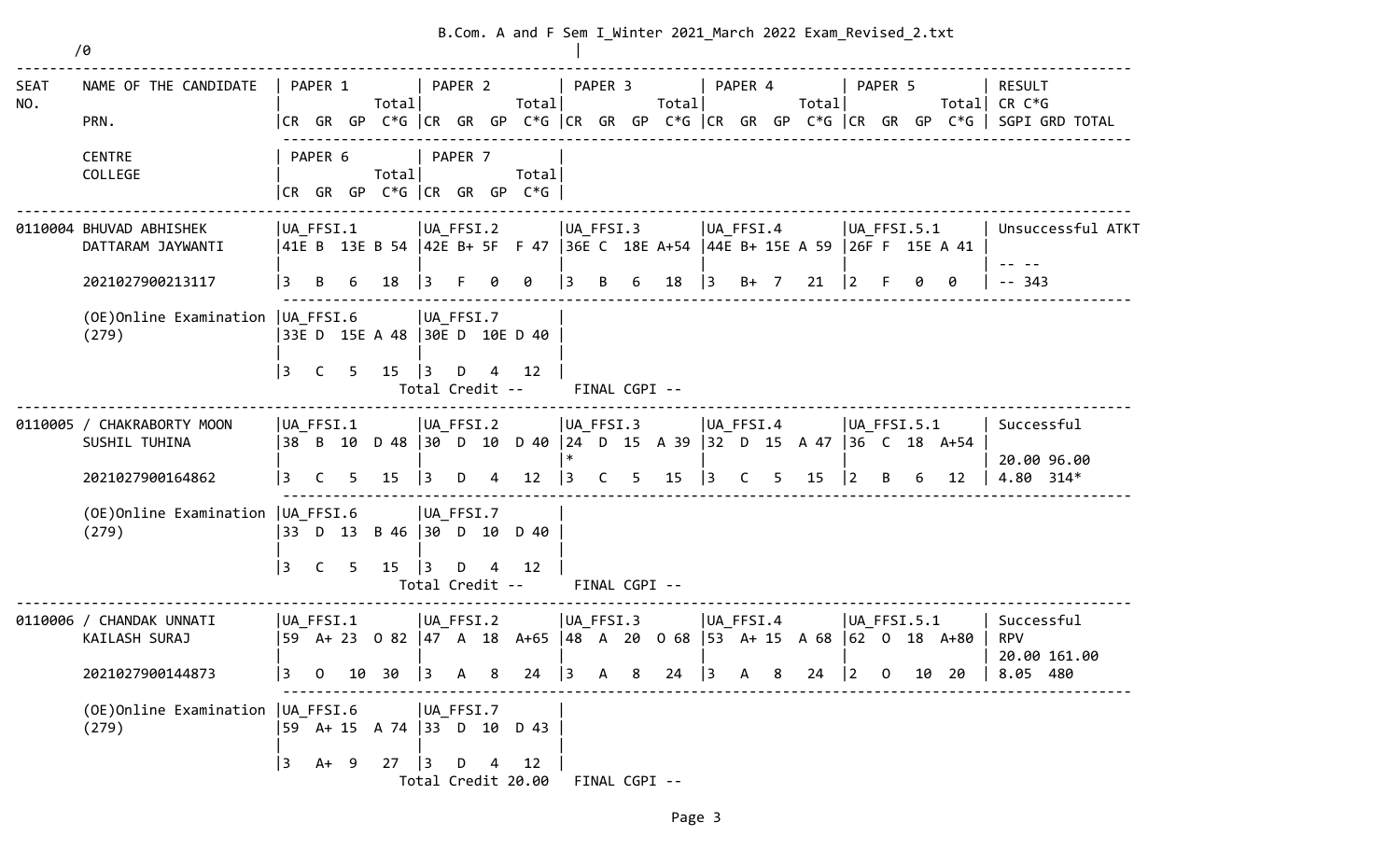B.Com. A and F Sem I_Winter 2021_March 2022 Exam_Revised_2.txt

/0

```
-----------------------------------------------------------------------------------------------------------------------------------------------------
SEAT    NAME OF THE CANDIDATE   | PAPER 1          | PAPER 2          | PAPER 3          | PAPER 4          | PAPER 5          | RESULT
NO.                             |           Total|           Total|           Total|           Total|           Total| CR C*G
        PRN.                    |CR  GR  GP  C*G |CR  GR  GP  C*G |CR  GR  GP  C*G |CR  GR  GP  C*G |CR  GR  GP  C*G | SGPI GRD TOTAL
                                 ------------------------------------------------------------------------------------------------------------
        CENTRE                  | PAPER 6          | PAPER 7          |
        COLLEGE                 |           Total|           Total|
                                |CR  GR  GP  C*G |CR  GR  GP  C*G |
-----------------------------------------------------------------------------------------------------------------------------------------------------
0110004 BHUVAD ABHISHEK         |UA_FFSI.1        |UA_FFSI.2        |UA_FFSI.3        |UA_FFSI.4        |UA_FFSI.5.1      | Unsuccessful ATKT
        DATTARAM JAYWANTI       |41E B  13E B 54  |42E B+ 5F  F 47  |36E C  18E A+54  |44E B+ 15E A 59  |26F F  15E A 41  |
                                |                 |                 |                 |                 |                 | -- --
        2021027900213117        |3   B   6   18   |3   F   0   0    |3   B   6   18   |3   B+  7   21   |2   F   0   0    | -- 343
                                 ------------------------------------------------------------------------------------------------------------
        (OE)Online Examination  |UA_FFSI.6        |UA_FFSI.7        |
        (279)                   |33E D  15E A 48  |30E D  10E D 40  |
                                |                 |                 |
                                |3   C   5   15   |3   D   4   12   |
                                          Total Credit --      FINAL CGPI --
-----------------------------------------------------------------------------------------------------------------------------------------------------
0110005 / CHAKRABORTY MOON      |UA_FFSI.1        |UA_FFSI.2        |UA_FFSI.3        |UA_FFSI.4        |UA_FFSI.5.1      | Successful
        SUSHIL TUHINA           |38  B  10  D 48  |30  D  10  D 40  |24  D  15  A 39  |32  D  15  A 47  |36  C  18  A+54  |
                                |                 |                 |*                |                 |                 | 20.00 96.00
        2021027900164862        |3   C   5   15   |3   D   4   12   |3   C   5   15   |3   C   5   15   |2   B   6   12   | 4.80  314*
                                 ------------------------------------------------------------------------------------------------------------
        (OE)Online Examination  |UA_FFSI.6        |UA_FFSI.7        |
        (279)                   |33  D  13  B 46  |30  D  10  D 40  |
                                |                 |                 |
                                |3   C   5   15   |3   D   4   12   |
                                          Total Credit --      FINAL CGPI --
-----------------------------------------------------------------------------------------------------------------------------------------------------
0110006 / CHANDAK UNNATI        |UA_FFSI.1        |UA_FFSI.2        |UA_FFSI.3        |UA_FFSI.4        |UA_FFSI.5.1      | Successful
        KAILASH SURAJ           |59  A+ 23  O 82  |47  A  18  A+65  |48  A  20  O 68  |53  A+ 15  A 68  |62  O  18  A+80  | RPV
                                |                 |                 |                 |                 |                 | 20.00 161.00
        2021027900144873        |3   O   10  30   |3   A   8   24   |3   A   8   24   |3   A   8   24   |2   O   10  20   | 8.05  480
                                 ------------------------------------------------------------------------------------------------------------
        (OE)Online Examination  |UA_FFSI.6        |UA_FFSI.7        |
        (279)                   |59  A+ 15  A 74  |33  D  10  D 43  |
                                |                 |                 |
                                |3   A+  9   27   |3   D   4   12   |
                                          Total Credit 20.00   FINAL CGPI --
```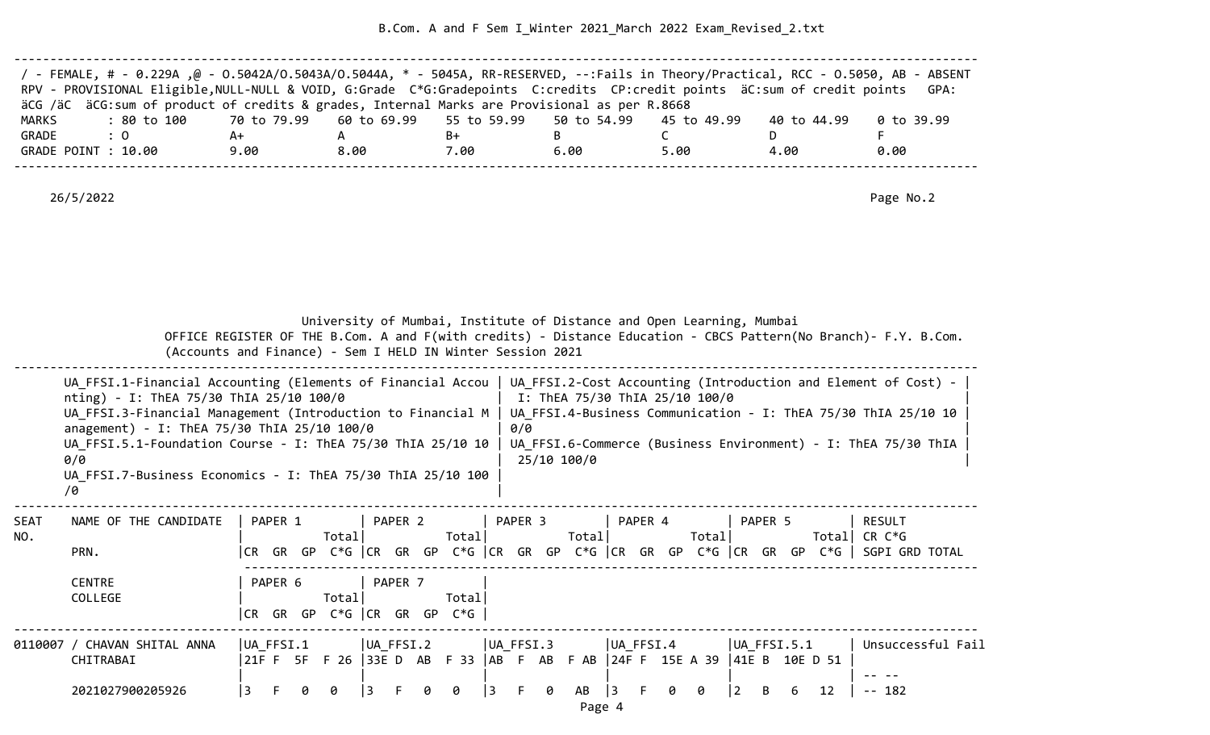/ - FEMALE, # - 0.229A ,@ - O.5042A/O.5043A/O.5044A, * - 5045A, RR-RESERVED, --:Fails in Theory/Practical, RCC - O.5050, AB - ABSENT
RPV - PROVISIONAL Eligible,NULL-NULL & VOID, G:Grade C*G:Gradepoints C:credits CP:credit points äC:sum of credit points GPA: äCG /äC äCG:sum of product of credits & grades, Internal Marks are Provisional as per R.8668

| MARKS | : 80 to 100 | 70 to 79.99 | 60 to 69.99 | 55 to 59.99 | 50 to 54.99 | 45 to 49.99 | 40 to 44.99 | 0 to 39.99 |
|---|---|---|---|---|---|---|---|---|
| GRADE | : O | A+ | A | B+ | B | C | D | F |
| GRADE POINT | : 10.00 | 9.00 | 8.00 | 7.00 | 6.00 | 5.00 | 4.00 | 0.00 |

26/5/2022 Page No.2

University of Mumbai, Institute of Distance and Open Learning, Mumbai
OFFICE REGISTER OF THE B.Com. A and F(with credits) - Distance Education - CBCS Pattern(No Branch)- F.Y. B.Com. (Accounts and Finance) - Sem I HELD IN Winter Session 2021

- UA_FFSI.1-Financial Accounting (Elements of Financial Accounting) - I: ThEA 75/30 ThIA 25/10 100/0
- UA_FFSI.2-Cost Accounting (Introduction and Element of Cost) - I: ThEA 75/30 ThIA 25/10 100/0
- UA_FFSI.3-Financial Management (Introduction to Financial Management) - I: ThEA 75/30 ThIA 25/10 100/0
- UA_FFSI.4-Business Communication - I: ThEA 75/30 ThIA 25/10 100/0
- UA_FFSI.5.1-Foundation Course - I: ThEA 75/30 ThIA 25/10 100/0
- UA_FFSI.6-Commerce (Business Environment) - I: ThEA 75/30 ThIA 25/10 100/0
- UA_FFSI.7-Business Economics - I: ThEA 75/30 ThIA 25/10 100/0

| SEAT NO. | NAME OF THE CANDIDATE / PRN. / CENTRE / COLLEGE | PAPER 1 (Total / CR GR GP C*G) | PAPER 2 (Total / CR GR GP C*G) | PAPER 3 (Total / CR GR GP C*G) | PAPER 4 (Total / CR GR GP C*G) | PAPER 5 (Total / CR GR GP C*G) | RESULT (CR C*G / SGPI GRD TOTAL) |
|---|---|---|---|---|---|---|---|
| 0110007 | / CHAVAN SHITAL ANNA CHITRABAI | UA_FFSI.1<br>21F F 5F F 26 | UA_FFSI.2<br>33E D AB F 33 | UA_FFSI.3<br>AB F AB F AB | UA_FFSI.4<br>24F F 15E A 39 | UA_FFSI.5.1<br>41E B 10E D 51 | Unsuccessful Fail<br>-- -- |
| | 2021027900205926 | 3 F 0 0 | 3 F 0 0 | 3 F 0 AB | 3 F 0 0 | 2 B 6 12 | -- 182 |

| PAPER 6 (Total / CR GR GP C*G) | PAPER 7 (Total / CR GR GP C*G) |
|---|---|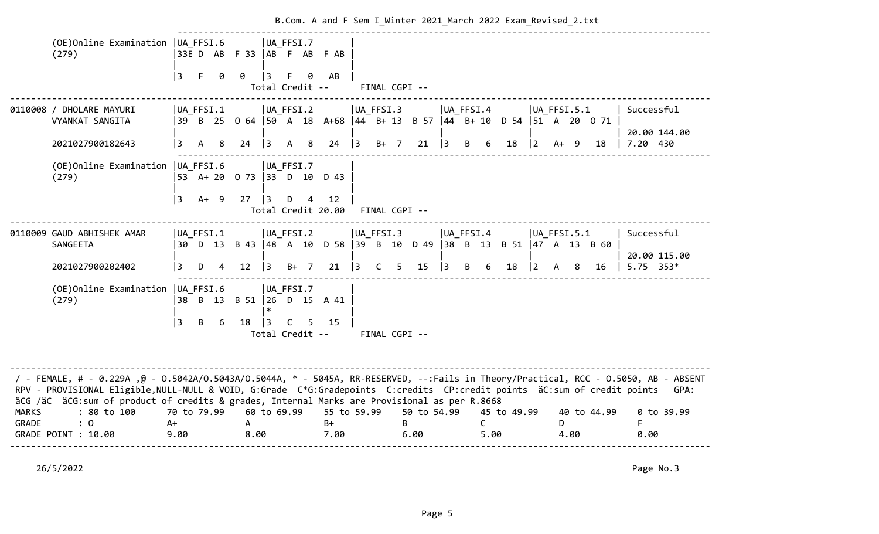B.Com. A and F Sem I_Winter 2021_March 2022 Exam_Revised_2.txt

```
        (OE)Online Examination  |UA_FFSI.6       |UA_FFSI.7       |
        (279)                   |33E D  AB  F 33 |AB  F  AB  F AB |
                                |                |                |
                                |3   F   0   0   |3   F   0   AB  |
                                                  Total Credit --      FINAL CGPI --
------------------------------------------------------------------------------------------------------------------------------------
0110008 / DHOLARE MAYURI        |UA_FFSI.1       |UA_FFSI.2       |UA_FFSI.3       |UA_FFSI.4       |UA_FFSI.5.1      | Successful
        VYANKAT SANGITA         |39  B  25  O 64 |50  A  18  A+68 |44  B+ 13  B 57 |44  B+ 10  D 54 |51  A  20  O 71 |
                                |                |                |                |                |                 | 20.00 144.00
        2021027900182643        |3   A   8   24  |3   A   8   24  |3   B+  7   21  |3   B   6   18  |2   A+  9   18   | 7.20  430
        (OE)Online Examination  |UA_FFSI.6       |UA_FFSI.7       |
        (279)                   |53  A+ 20  O 73 |33  D  10  D 43 |
                                |                |                |
                                |3   A+  9   27  |3   D   4   12  |
                                                  Total Credit 20.00   FINAL CGPI --
------------------------------------------------------------------------------------------------------------------------------------
0110009 GAUD ABHISHEK AMAR      |UA_FFSI.1       |UA_FFSI.2       |UA_FFSI.3       |UA_FFSI.4       |UA_FFSI.5.1      | Successful
        SANGEETA                |30  D  13  B 43 |48  A  10  D 58 |39  B  10  D 49 |38  B  13  B 51 |47  A  13  B 60  |
                                |                |                |                |                |                 | 20.00 115.00
        2021027900202402        |3   D   4   12  |3   B+  7   21  |3   C   5   15  |3   B   6   18  |2   A   8   16   | 5.75  353*
        (OE)Online Examination  |UA_FFSI.6       |UA_FFSI.7       |
        (279)                   |38  B  13  B 51 |26  D  15  A 41 |
                                |                |*               |
                                |3   B   6   18  |3   C   5   15  |
                                                  Total Credit --      FINAL CGPI --
------------------------------------------------------------------------------------------------------------------------------------
/ - FEMALE, # - 0.229A ,@ - O.5042A/O.5043A/O.5044A, * - 5045A, RR-RESERVED, --:Fails in Theory/Practical, RCC - O.5050, AB - ABSENT
RPV - PROVISIONAL Eligible,NULL-NULL & VOID, G:Grade  C*G:Gradepoints  C:credits  CP:credit points  äC:sum of credit points   GPA:
äCG /äC  äCG:sum of product of credits & grades, Internal Marks are Provisional as per R.8668
MARKS        : 80 to 100      70 to 79.99    60 to 69.99    55 to 59.99    50 to 54.99    45 to 49.99    40 to 44.99    0 to 39.99
GRADE        : O              A+             A              B+             B              C              D              F
GRADE POINT : 10.00           9.00           8.00           7.00           6.00           5.00           4.00           0.00
------------------------------------------------------------------------------------------------------------------------------------
```

26/5/2022 Page No.3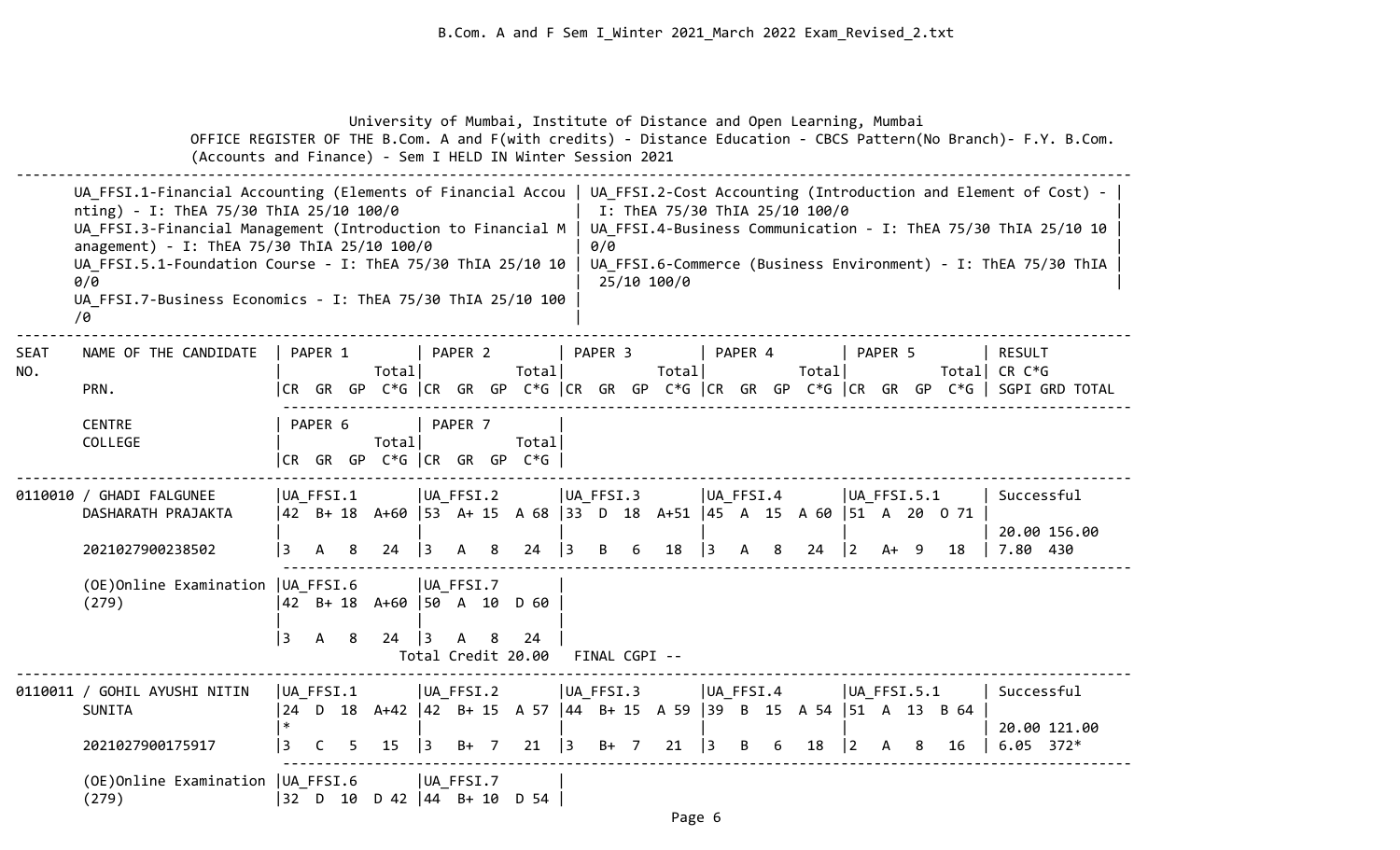University of Mumbai, Institute of Distance and Open Learning, Mumbai

OFFICE REGISTER OF THE B.Com. A and F(with credits) - Distance Education - CBCS Pattern(No Branch)- F.Y. B.Com. (Accounts and Finance) - Sem I HELD IN Winter Session 2021

UA_FFSI.1-Financial Accounting (Elements of Financial Accounting) - I: ThEA 75/30 ThIA 25/10 100/0
UA_FFSI.2-Cost Accounting (Introduction and Element of Cost) - I: ThEA 75/30 ThIA 25/10 100/0
UA_FFSI.3-Financial Management (Introduction to Financial Management) - I: ThEA 75/30 ThIA 25/10 100/0
UA_FFSI.4-Business Communication - I: ThEA 75/30 ThIA 25/10 100/0
UA_FFSI.5.1-Foundation Course - I: ThEA 75/30 ThIA 25/10 100/0
UA_FFSI.6-Commerce (Business Environment) - I: ThEA 75/30 ThIA 25/10 100/0
UA_FFSI.7-Business Economics - I: ThEA 75/30 ThIA 25/10 100/0

| SEAT NO. | NAME OF THE CANDIDATE / PRN. / CENTRE / COLLEGE | PAPER 1 / PAPER 6 (CR GR GP C*G Total) | PAPER 2 / PAPER 7 (CR GR GP C*G Total) | PAPER 3 (CR GR GP C*G Total) | PAPER 4 (CR GR GP C*G Total) | PAPER 5 (CR GR GP C*G Total) | RESULT CR C*G SGPI GRD TOTAL |
|---|---|---|---|---|---|---|---|
| 0110010 | GHADI FALGUNEE DASHARATH PRAJAKTA | UA_FFSI.1<br>42 B+ 18 A+60<br>3 A 8 24 | UA_FFSI.2<br>53 A+ 15 A 68<br>3 A 8 24 | UA_FFSI.3<br>33 D 18 A+51<br>3 B 6 18 | UA_FFSI.4<br>45 A 15 A 60<br>3 A 8 24 | UA_FFSI.5.1<br>51 A 20 O 71<br>2 A+ 9 18 | Successful<br>20.00 156.00<br>7.80 430 |
| | 2021027900238502 | | | | | | |
| | (OE)Online Examination (279) | UA_FFSI.6<br>42 B+ 18 A+60<br>3 A 8 24 | UA_FFSI.7<br>50 A 10 D 60<br>3 A 8 24 | | | | |
| | | Total Credit 20.00 | FINAL CGPI -- | | | | |
| 0110011 | GOHIL AYUSHI NITIN SUNITA | UA_FFSI.1<br>24 D 18 A+42<br>*<br>3 C 5 15 | UA_FFSI.2<br>42 B+ 15 A 57<br>3 B+ 7 21 | UA_FFSI.3<br>44 B+ 15 A 59<br>3 B+ 7 21 | UA_FFSI.4<br>39 B 15 A 54<br>3 B 6 18 | UA_FFSI.5.1<br>51 A 13 B 64<br>2 A 8 16 | Successful<br>20.00 121.00<br>6.05 372* |
| | 2021027900175917 | | | | | | |
| | (OE)Online Examination (279) | UA_FFSI.6<br>32 D 10 D 42 | UA_FFSI.7<br>44 B+ 10 D 54 | | | | |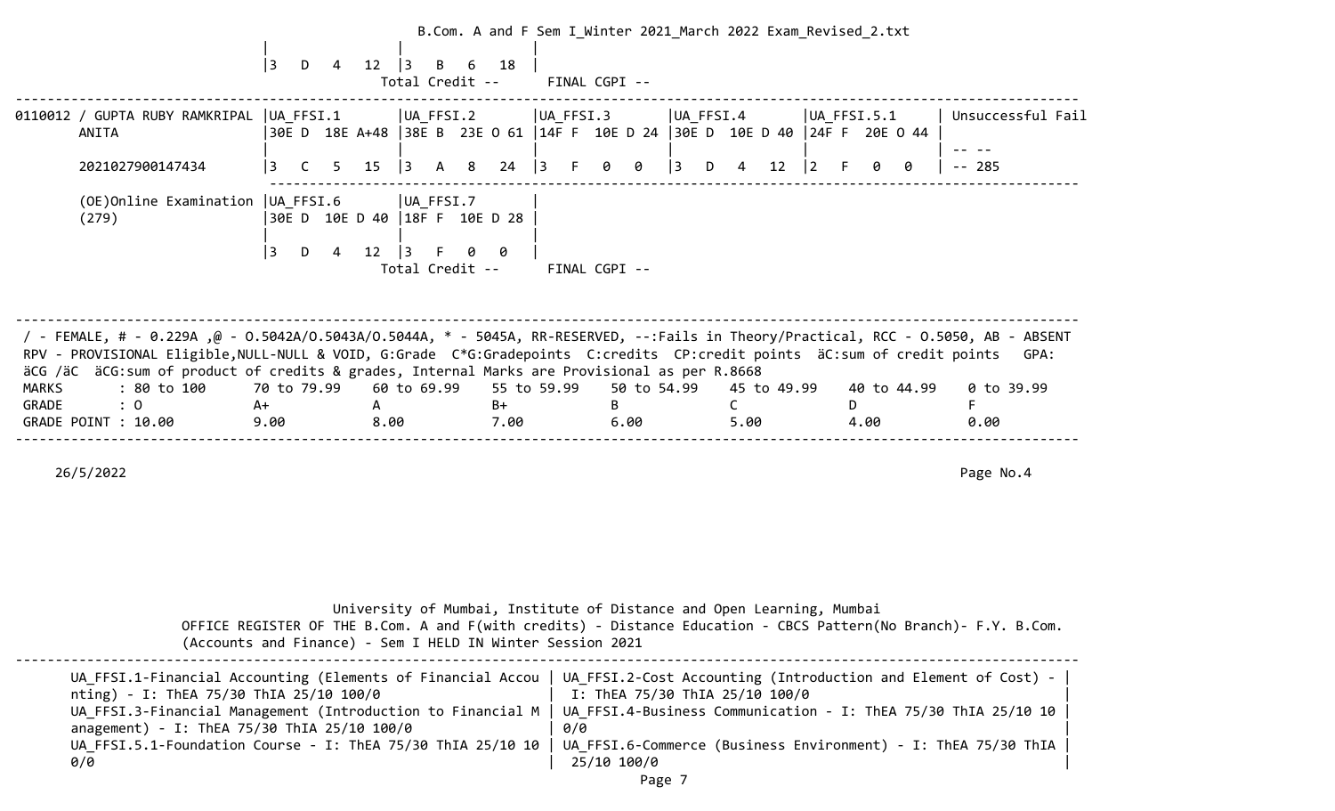| | | | | |
|---|---|---|---|---|
| | | | | |
| | 3 D 4 12 | 3 B 6 18 | | | |

Total Credit -- FINAL CGPI --

| Seat / Name | UA_FFSI.1 | UA_FFSI.2 | UA_FFSI.3 | UA_FFSI.4 | UA_FFSI.5.1 | Result |
|---|---|---|---|---|---|---|
| 0110012 / GUPTA RUBY RAMKRIPAL ANITA | 30E D 18E A+48 | 38E B 23E O 61 | 14F F 10E D 24 | 30E D 10E D 40 | 24F F 20E O 44 | Unsuccessful Fail |
| | | | | | | -- -- |
| 2021027900147434 | 3 C 5 15 | 3 A 8 24 | 3 F 0 0 | 3 D 4 12 | 2 F 0 0 | -- 285 |
| (OE)Online Examination (279) | UA_FFSI.6 | UA_FFSI.7 | | | | |
| | 30E D 10E D 40 | 18F F 10E D 28 | | | | |
| | 3 D 4 12 | 3 F 0 0 | | | | |

Total Credit -- FINAL CGPI --

/ - FEMALE, # - 0.229A ,@ - O.5042A/O.5043A/O.5044A, * - 5045A, RR-RESERVED, --:Fails in Theory/Practical, RCC - O.5050, AB - ABSENT
RPV - PROVISIONAL Eligible,NULL-NULL & VOID, G:Grade C*G:Gradepoints C:credits CP:credit points äC:sum of credit points GPA: äCG /äC äCG:sum of product of credits & grades, Internal Marks are Provisional as per R.8668

| MARKS | : 80 to 100 | 70 to 79.99 | 60 to 69.99 | 55 to 59.99 | 50 to 54.99 | 45 to 49.99 | 40 to 44.99 | 0 to 39.99 |
|---|---|---|---|---|---|---|---|---|
| GRADE | : O | A+ | A | B+ | B | C | D | F |
| GRADE POINT | : 10.00 | 9.00 | 8.00 | 7.00 | 6.00 | 5.00 | 4.00 | 0.00 |

26/5/2022 Page No.4

University of Mumbai, Institute of Distance and Open Learning, Mumbai
OFFICE REGISTER OF THE B.Com. A and F(with credits) - Distance Education - CBCS Pattern(No Branch)- F.Y. B.Com. (Accounts and Finance) - Sem I HELD IN Winter Session 2021

| | |
|---|---|
| UA_FFSI.1-Financial Accounting (Elements of Financial Accounting) - I: ThEA 75/30 ThIA 25/10 100/0 | UA_FFSI.2-Cost Accounting (Introduction and Element of Cost) - I: ThEA 75/30 ThIA 25/10 100/0 |
| UA_FFSI.3-Financial Management (Introduction to Financial Management) - I: ThEA 75/30 ThIA 25/10 100/0 | UA_FFSI.4-Business Communication - I: ThEA 75/30 ThIA 25/10 100/0 |
| UA_FFSI.5.1-Foundation Course - I: ThEA 75/30 ThIA 25/10 100/0 | UA_FFSI.6-Commerce (Business Environment) - I: ThEA 75/30 ThIA 25/10 100/0 |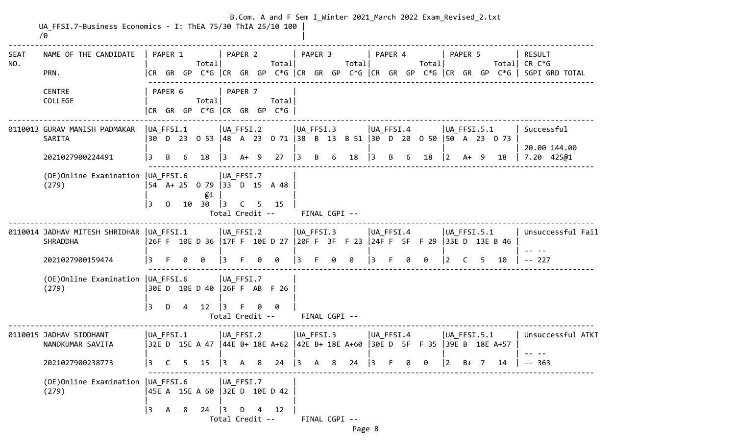UA_FFSI.7-Business Economics - I: ThEA 75/30 ThIA 25/10 100 | /0

| SEAT NO. | NAME OF THE CANDIDATE / PRN. / CENTRE / COLLEGE | PAPER 1 / PAPER 6 (CR GR GP C*G Total) | PAPER 2 / PAPER 7 (CR GR GP C*G Total) | PAPER 3 (CR GR GP C*G Total) | PAPER 4 (CR GR GP C*G Total) | PAPER 5 (CR GR GP C*G Total) | RESULT / CR C*G / SGPI GRD TOTAL |
|---|---|---|---|---|---|---|---|
| 0110013 | GURAV MANISH PADMAKAR SARITA | UA_FFSI.1 30 D 23 O 53 | UA_FFSI.2 48 A 23 O 71 | UA_FFSI.3 38 B 13 B 51 | UA_FFSI.4 30 D 20 O 50 | UA_FFSI.5.1 50 A 23 O 73 | Successful |
| | | | | | | | 20.00 144.00 |
| | 2021027900224491 | 3 B 6 18 | 3 A+ 9 27 | 3 B 6 18 | 3 B 6 18 | 2 A+ 9 18 | 7.20 425@1 |
| | (OE)Online Examination (279) | UA_FFSI.6 54 A+ 25 O 79 @1 | UA_FFSI.7 33 D 15 A 48 | | | | |
| | | 3 O 10 30 | 3 C 5 15 | | | | |
| | | | Total Credit -- | FINAL CGPI -- | | | |
| 0110014 | JADHAV MITESH SHRIDHAR SHRADDHA | UA_FFSI.1 26F F 10E D 36 | UA_FFSI.2 17F F 10E D 27 | UA_FFSI.3 20F F 3F F 23 | UA_FFSI.4 24F F 5F F 29 | UA_FFSI.5.1 33E D 13E B 46 | Unsuccessful Fail |
| | | | | | | | -- -- |
| | 2021027900159474 | 3 F 0 0 | 3 F 0 0 | 3 F 0 0 | 3 F 0 0 | 2 C 5 10 | -- 227 |
| | (OE)Online Examination (279) | UA_FFSI.6 30E D 10E D 40 | UA_FFSI.7 26F F AB F 26 | | | | |
| | | 3 D 4 12 | 3 F 0 0 | | | | |
| | | | Total Credit -- | FINAL CGPI -- | | | |
| 0110015 | JADHAV SIDDHANT NANDKUMAR SAVITA | UA_FFSI.1 32E D 15E A 47 | UA_FFSI.2 44E B+ 18E A+62 | UA_FFSI.3 42E B+ 18E A+60 | UA_FFSI.4 30E D 5F F 35 | UA_FFSI.5.1 39E B 18E A+57 | Unsuccessful ATKT |
| | | | | | | | -- -- |
| | 2021027900238773 | 3 C 5 15 | 3 A 8 24 | 3 A 8 24 | 3 F 0 0 | 2 B+ 7 14 | -- 363 |
| | (OE)Online Examination (279) | UA_FFSI.6 45E A 15E A 60 | UA_FFSI.7 32E D 10E D 42 | | | | |
| | | 3 A 8 24 | 3 D 4 12 | | | | |
| | | | Total Credit -- | FINAL CGPI -- | | | |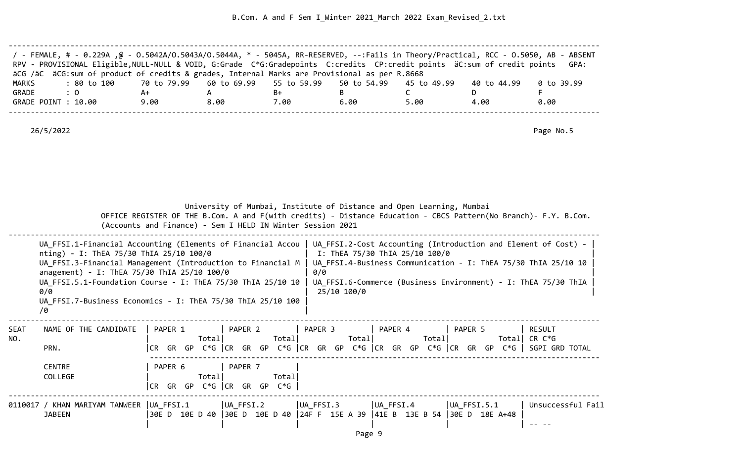/ - FEMALE, # - 0.229A ,@ - O.5042A/O.5043A/O.5044A, * - 5045A, RR-RESERVED, --:Fails in Theory/Practical, RCC - O.5050, AB - ABSENT
RPV - PROVISIONAL Eligible,NULL-NULL & VOID, G:Grade C*G:Gradepoints C:credits CP:credit points äC:sum of credit points GPA:
äCG /äC äCG:sum of product of credits & grades, Internal Marks are Provisional as per R.8668

| MARKS | : 80 to 100 | 70 to 79.99 | 60 to 69.99 | 55 to 59.99 | 50 to 54.99 | 45 to 49.99 | 40 to 44.99 | 0 to 39.99 |
|---|---|---|---|---|---|---|---|---|
| GRADE | : O | A+ | A | B+ | B | C | D | F |
| GRADE POINT | : 10.00 | 9.00 | 8.00 | 7.00 | 6.00 | 5.00 | 4.00 | 0.00 |

26/5/2022 Page No.5

University of Mumbai, Institute of Distance and Open Learning, Mumbai
OFFICE REGISTER OF THE B.Com. A and F(with credits) - Distance Education - CBCS Pattern(No Branch)- F.Y. B.Com. (Accounts and Finance) - Sem I HELD IN Winter Session 2021

UA_FFSI.1-Financial Accounting (Elements of Financial Accounting) - I: ThEA 75/30 ThIA 25/10 100/0
UA_FFSI.2-Cost Accounting (Introduction and Element of Cost) - I: ThEA 75/30 ThIA 25/10 100/0
UA_FFSI.3-Financial Management (Introduction to Financial Management) - I: ThEA 75/30 ThIA 25/10 100/0
UA_FFSI.4-Business Communication - I: ThEA 75/30 ThIA 25/10 100/0
UA_FFSI.5.1-Foundation Course - I: ThEA 75/30 ThIA 25/10 100/0
UA_FFSI.6-Commerce (Business Environment) - I: ThEA 75/30 ThIA 25/10 100/0
UA_FFSI.7-Business Economics - I: ThEA 75/30 ThIA 25/10 100/0

| SEAT NO. | NAME OF THE CANDIDATE / PRN. | PAPER 1 (CR GR GP C*G Total) | PAPER 2 (CR GR GP C*G Total) | PAPER 3 (CR GR GP C*G Total) | PAPER 4 (CR GR GP C*G Total) | PAPER 5 (CR GR GP C*G Total) | RESULT (CR C*G / SGPI GRD TOTAL) |
|---|---|---|---|---|---|---|---|
| | CENTRE / COLLEGE | PAPER 6 (CR GR GP C*G Total) | PAPER 7 (CR GR GP C*G Total) | | | | |
| 0110017 | / KHAN MARIYAM TANWEER JABEEN | UA_FFSI.1<br>30E D 10E D 40 | UA_FFSI.2<br>30E D 10E D 40 | UA_FFSI.3<br>24F F 15E A 39 | UA_FFSI.4<br>41E B 13E B 54 | UA_FFSI.5.1<br>30E D 18E A+48 | Unsuccessful Fail<br>-- -- |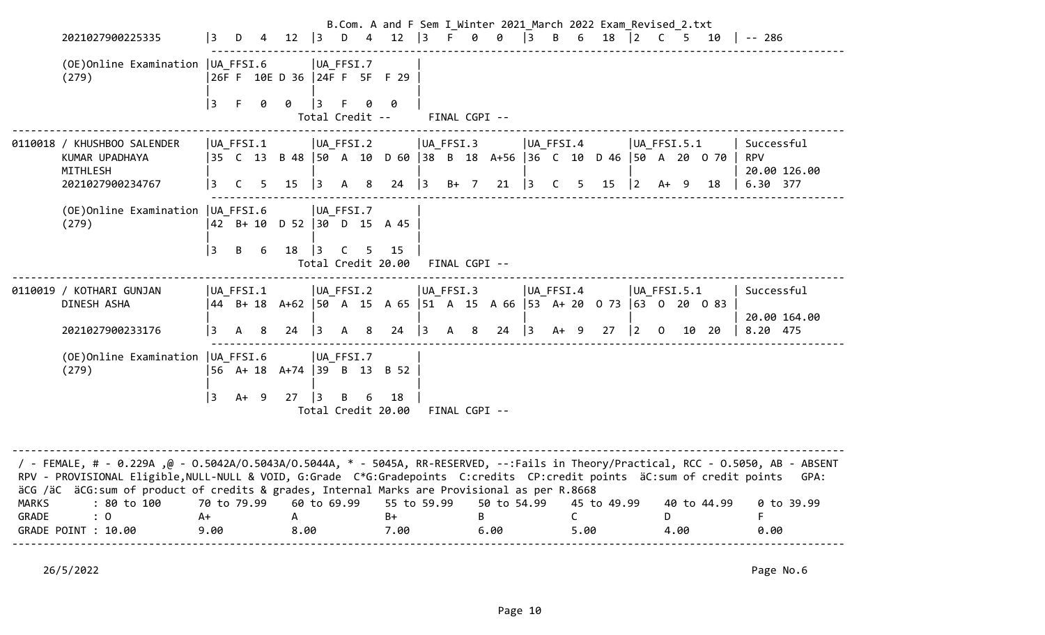```
        2021027900225335        |3   D   4   12  |3   D   4   12  |3   F   0   0   |3   B   6   18  |2   C   5   10  | -- 286
                                 ---------------------------------------------------------------------------------------------------
        (OE)Online Examination  |UA_FFSI.6       |UA_FFSI.7       |
        (279)                   |26F F  10E D 36 |24F F  5F  F 29 |
                                |                |                |
                                |3   F   0   0   |3   F   0   0   |
                                                  Total Credit --      FINAL CGPI --
---------------------------------------------------------------------------------------------------------------------------------
0110018 / KHUSHBOO SALENDER     |UA_FFSI.1       |UA_FFSI.2       |UA_FFSI.3       |UA_FFSI.4       |UA_FFSI.5.1      | Successful
        KUMAR UPADHAYA          |35  C  13  B 48 |50  A  10  D 60 |38  B  18  A+56 |36  C  10  D 46 |50  A  20  O 70 | RPV
        MITHLESH                |                |                |                |                |                | 20.00 126.00
        2021027900234767        |3   C   5   15  |3   A   8   24  |3   B+  7   21  |3   C   5   15  |2   A+  9   18  | 6.30  377
                                 ---------------------------------------------------------------------------------------------------
        (OE)Online Examination  |UA_FFSI.6       |UA_FFSI.7       |
        (279)                   |42  B+ 10  D 52 |30  D  15  A 45 |
                                |                |                |
                                |3   B   6   18  |3   C   5   15  |
                                                  Total Credit 20.00   FINAL CGPI --
---------------------------------------------------------------------------------------------------------------------------------
0110019 / KOTHARI GUNJAN        |UA_FFSI.1       |UA_FFSI.2       |UA_FFSI.3       |UA_FFSI.4       |UA_FFSI.5.1      | Successful
        DINESH ASHA             |44  B+ 18  A+62 |50  A  15  A 65 |51  A  15  A 66 |53  A+ 20  O 73 |63  O  20  O 83 |
                                |                |                |                |                |                | 20.00 164.00
        2021027900233176        |3   A   8   24  |3   A   8   24  |3   A   8   24  |3   A+  9   27  |2   O   10  20  | 8.20  475
                                 ---------------------------------------------------------------------------------------------------
        (OE)Online Examination  |UA_FFSI.6       |UA_FFSI.7       |
        (279)                   |56  A+ 18  A+74 |39  B  13  B 52 |
                                |                |                |
                                |3   A+  9   27  |3   B   6   18  |
                                                  Total Credit 20.00   FINAL CGPI --


---------------------------------------------------------------------------------------------------------------------------------
 / - FEMALE, # - 0.229A ,@ - O.5042A/O.5043A/O.5044A, * - 5045A, RR-RESERVED, --:Fails in Theory/Practical, RCC - O.5050, AB - ABSENT
 RPV - PROVISIONAL Eligible,NULL-NULL & VOID, G:Grade  C*G:Gradepoints  C:credits  CP:credit points  äC:sum of credit points   GPA:
 äCG /äC  äCG:sum of product of credits & grades, Internal Marks are Provisional as per R.8668
 MARKS       : 80 to 100      70 to 79.99    60 to 69.99    55 to 59.99    50 to 54.99    45 to 49.99    40 to 44.99    0 to 39.99
 GRADE       : O              A+             A              B+             B              C              D              F
 GRADE POINT : 10.00          9.00           8.00           7.00           6.00           5.00           4.00           0.00
---------------------------------------------------------------------------------------------------------------------------------

      26/5/2022                                                                                                         Page No.6
```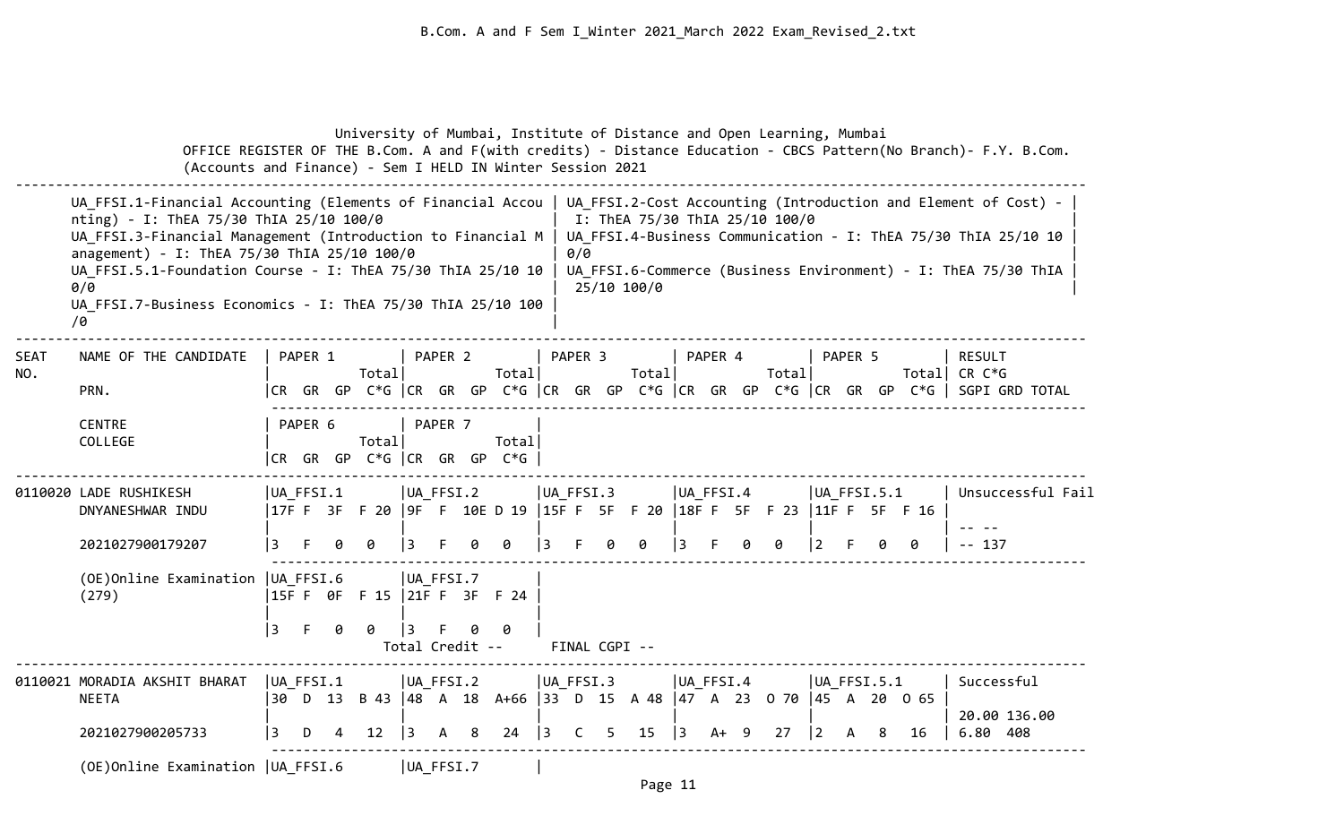University of Mumbai, Institute of Distance and Open Learning, Mumbai

OFFICE REGISTER OF THE B.Com. A and F(with credits) - Distance Education - CBCS Pattern(No Branch)- F.Y. B.Com. (Accounts and Finance) - Sem I HELD IN Winter Session 2021

UA_FFSI.1-Financial Accounting (Elements of Financial Accounting) - I: ThEA 75/30 ThIA 25/10 100/0
UA_FFSI.2-Cost Accounting (Introduction and Element of Cost) - I: ThEA 75/30 ThIA 25/10 100/0
UA_FFSI.3-Financial Management (Introduction to Financial Management) - I: ThEA 75/30 ThIA 25/10 100/0
UA_FFSI.4-Business Communication - I: ThEA 75/30 ThIA 25/10 100/0
UA_FFSI.5.1-Foundation Course - I: ThEA 75/30 ThIA 25/10 100/0
UA_FFSI.6-Commerce (Business Environment) - I: ThEA 75/30 ThIA 25/10 100/0
UA_FFSI.7-Business Economics - I: ThEA 75/30 ThIA 25/10 100/0

| SEAT NO. | NAME OF THE CANDIDATE / PRN. / CENTRE / COLLEGE | PAPER 1 / PAPER 6 (CR GR GP C*G, Total) | PAPER 2 / PAPER 7 (CR GR GP C*G, Total) | PAPER 3 (CR GR GP C*G, Total) | PAPER 4 (CR GR GP C*G, Total) | PAPER 5 (CR GR GP C*G, Total) | RESULT / CR C*G / SGPI GRD TOTAL |
|---|---|---|---|---|---|---|---|
| 0110020 | LADE RUSHIKESH DNYANESHWAR INDU | UA_FFSI.1: 17F F 3F F 20 | UA_FFSI.2: 9F F 10E D 19 | UA_FFSI.3: 15F F 5F F 20 | UA_FFSI.4: 18F F 5F F 23 | UA_FFSI.5.1: 11F F 5F F 16 | Unsuccessful Fail |
| | 2021027900179207 | 3 F 0 0 | 3 F 0 0 | 3 F 0 0 | 3 F 0 0 | 2 F 0 0 | -- -- / -- 137 |
| | (OE)Online Examination (279) | UA_FFSI.6: 15F F 0F F 15 | UA_FFSI.7: 21F F 3F F 24 | | | | |
| | | 3 F 0 0 | 3 F 0 0 | | | | |
| | | Total Credit -- | | FINAL CGPI -- | | | |
| 0110021 | MORADIA AKSHIT BHARAT NEETA | UA_FFSI.1: 30 D 13 B 43 | UA_FFSI.2: 48 A 18 A+66 | UA_FFSI.3: 33 D 15 A 48 | UA_FFSI.4: 47 A 23 O 70 | UA_FFSI.5.1: 45 A 20 O 65 | Successful |
| | 2021027900205733 | 3 D 4 12 | 3 A 8 24 | 3 C 5 15 | 3 A+ 9 27 | 2 A 8 16 | 20.00 136.00 / 6.80 408 |
| | (OE)Online Examination | UA_FFSI.6 | UA_FFSI.7 | | | | |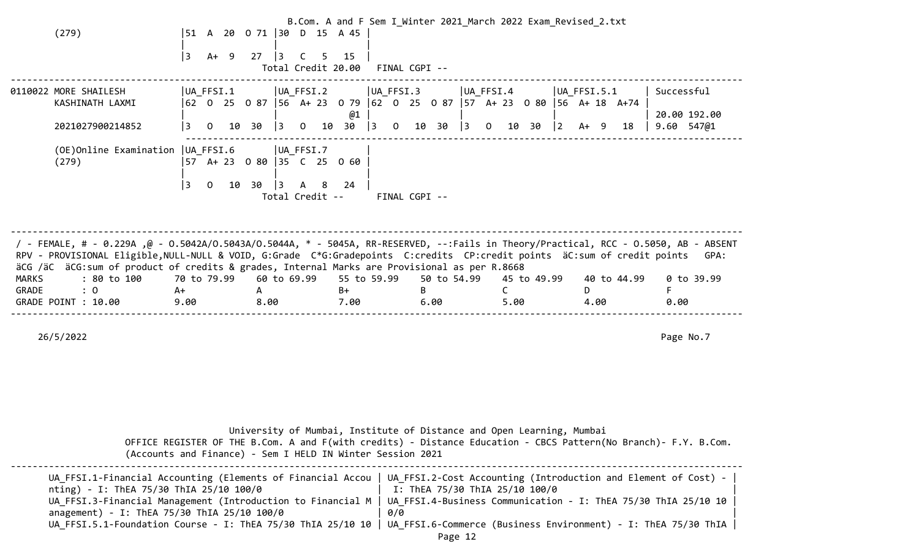```
        (279)                   |51  A  20  O 71 |30  D  15  A 45 |
                                |                |                |
                                |3   A+  9   27  |3   C   5   15  |
                                             Total Credit 20.00   FINAL CGPI --
-------------------------------------------------------------------------------------------------------------------------
0110022 MORE SHAILESH           |UA_FFSI.1       |UA_FFSI.2       |UA_FFSI.3       |UA_FFSI.4       |UA_FFSI.5.1      | Successful
        KASHINATH LAXMI         |62  O  25  O 87 |56  A+ 23  O 79 |62  O  25  O 87 |57  A+ 23  O 80 |56  A+ 18  A+74 |
                                |                |              @1 |                |                |                 | 20.00 192.00
        2021027900214852        |3   O   10  30  |3   O   10  30  |3   O   10  30  |3   O   10  30  |2   A+  9   18   | 9.60  547@1
                                 -----------------------------------------------------------------------------------------
        (OE)Online Examination  |UA_FFSI.6       |UA_FFSI.7       |
        (279)                   |57  A+ 23  O 80 |35  C  25  O 60 |
                                |                |                |
                                |3   O   10  30  |3   A   8   24  |
                                             Total Credit --      FINAL CGPI --


-------------------------------------------------------------------------------------------------------------------------
 / - FEMALE, # - 0.229A ,@ - O.5042A/O.5043A/O.5044A, * - 5045A, RR-RESERVED, --:Fails in Theory/Practical, RCC - O.5050, AB - ABSENT
 RPV - PROVISIONAL Eligible,NULL-NULL & VOID, G:Grade  C*G:Gradepoints  C:credits  CP:credit points  äC:sum of credit points   GPA:
 äCG /äC  äCG:sum of product of credits & grades, Internal Marks are Provisional as per R.8668
 MARKS       : 80 to 100      70 to 79.99     60 to 69.99     55 to 59.99     50 to 54.99     45 to 49.99     40 to 44.99     0 to 39.99
 GRADE       : O              A+              A               B+              B               C               D               F
 GRADE POINT : 10.00          9.00            8.00            7.00            6.00            5.00            4.00            0.00
-------------------------------------------------------------------------------------------------------------------------

     26/5/2022                                                                                                       Page No.7




                        University of Mumbai, Institute of Distance and Open Learning, Mumbai
              OFFICE REGISTER OF THE B.Com. A and F(with credits) - Distance Education - CBCS Pattern(No Branch)- F.Y. B.Com.
              (Accounts and Finance) - Sem I HELD IN Winter Session 2021
-------------------------------------------------------------------------------------------------------------------------
      UA_FFSI.1-Financial Accounting (Elements of Financial Accou | UA_FFSI.2-Cost Accounting (Introduction and Element of Cost) - |
      nting) - I: ThEA 75/30 ThIA 25/10 100/0                     |  I: ThEA 75/30 ThIA 25/10 100/0                               |
      UA_FFSI.3-Financial Management (Introduction to Financial M | UA_FFSI.4-Business Communication - I: ThEA 75/30 ThIA 25/10 10 |
      anagement) - I: ThEA 75/30 ThIA 25/10 100/0                 | 0/0                                                            |
      UA_FFSI.5.1-Foundation Course - I: ThEA 75/30 ThIA 25/10 10 | UA_FFSI.6-Commerce (Business Environment) - I: ThEA 75/30 ThIA |
```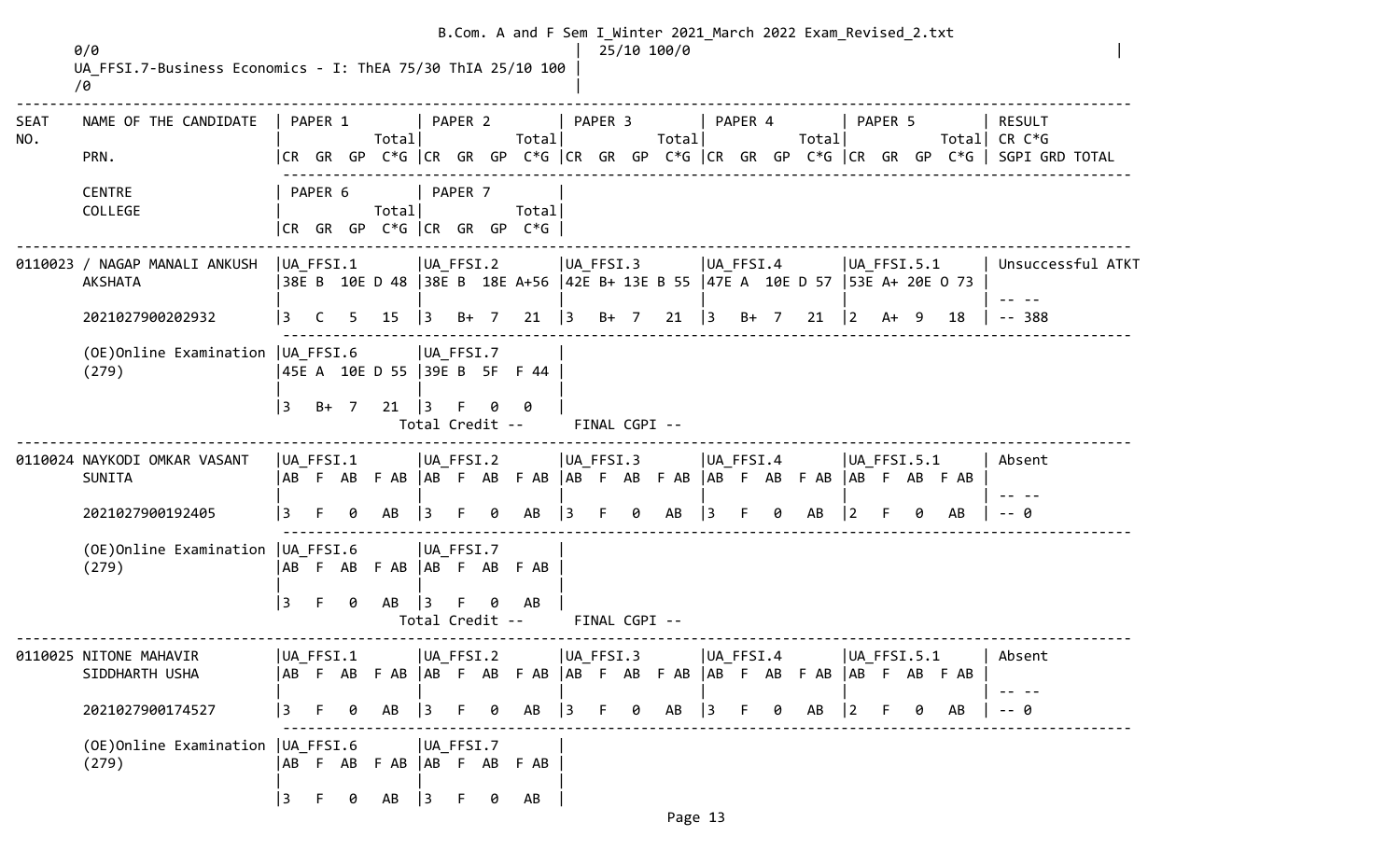0/0 | 25/10 100/0 |
UA_FFSI.7-Business Economics - I: ThEA 75/30 ThIA 25/10 100 |
/0 |

| SEAT NO. | NAME OF THE CANDIDATE / PRN. / CENTRE / COLLEGE | PAPER 1 / PAPER 6 (CR GR GP C*G) | PAPER 2 / PAPER 7 (CR GR GP C*G) | PAPER 3 (CR GR GP C*G) | PAPER 4 (CR GR GP C*G) | PAPER 5 (CR GR GP C*G) | RESULT (CR C*G / SGPI GRD TOTAL) |
|---|---|---|---|---|---|---|---|
| 0110023 | / NAGAP MANALI ANKUSH AKSHATA | UA_FFSI.1 38E B 10E D 48 | UA_FFSI.2 38E B 18E A+56 | UA_FFSI.3 42E B+ 13E B 55 | UA_FFSI.4 47E A 10E D 57 | UA_FFSI.5.1 53E A+ 20E O 73 | Unsuccessful ATKT |
| | 2021027900202932 | 3 C 5 15 | 3 B+ 7 21 | 3 B+ 7 21 | 3 B+ 7 21 | 2 A+ 9 18 | -- -- / -- 388 |
| | (OE)Online Examination (279) | UA_FFSI.6 45E A 10E D 55 | UA_FFSI.7 39E B 5F F 44 | | | | |
| | | 3 B+ 7 21 | 3 F 0 0 | | | | |
| | | | Total Credit -- | FINAL CGPI -- | | | |
| 0110024 | NAYKODI OMKAR VASANT SUNITA | UA_FFSI.1 AB F AB F AB | UA_FFSI.2 AB F AB F AB | UA_FFSI.3 AB F AB F AB | UA_FFSI.4 AB F AB F AB | UA_FFSI.5.1 AB F AB F AB | Absent |
| | 2021027900192405 | 3 F 0 AB | 3 F 0 AB | 3 F 0 AB | 3 F 0 AB | 2 F 0 AB | -- -- / -- 0 |
| | (OE)Online Examination (279) | UA_FFSI.6 AB F AB F AB | UA_FFSI.7 AB F AB F AB | | | | |
| | | 3 F 0 AB | 3 F 0 AB | | | | |
| | | | Total Credit -- | FINAL CGPI -- | | | |
| 0110025 | NITONE MAHAVIR SIDDHARTH USHA | UA_FFSI.1 AB F AB F AB | UA_FFSI.2 AB F AB F AB | UA_FFSI.3 AB F AB F AB | UA_FFSI.4 AB F AB F AB | UA_FFSI.5.1 AB F AB F AB | Absent |
| | 2021027900174527 | 3 F 0 AB | 3 F 0 AB | 3 F 0 AB | 3 F 0 AB | 2 F 0 AB | -- -- / -- 0 |
| | (OE)Online Examination (279) | UA_FFSI.6 AB F AB F AB | UA_FFSI.7 AB F AB F AB | | | | |
| | | 3 F 0 AB | 3 F 0 AB | | | | |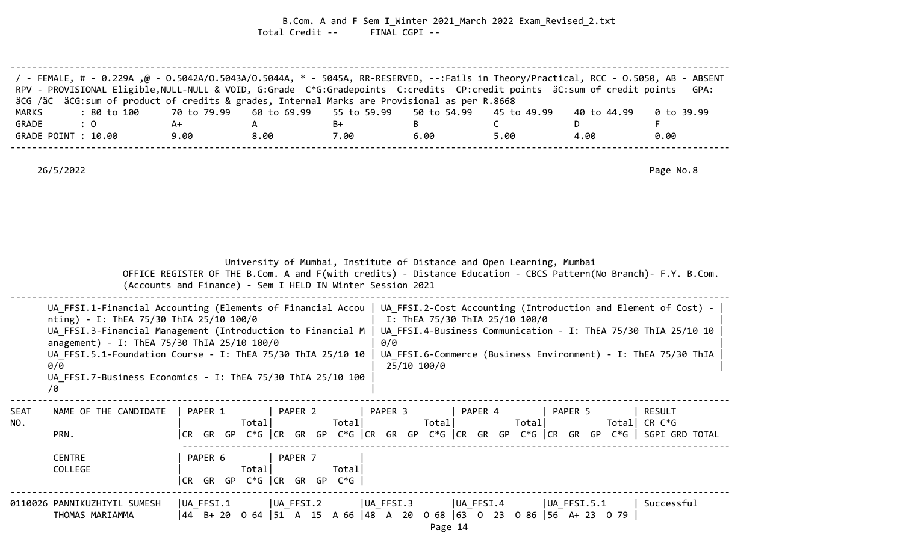Total Credit -- FINAL CGPI --

/ - FEMALE, # - 0.229A ,@ - O.5042A/O.5043A/O.5044A, * - 5045A, RR-RESERVED, --:Fails in Theory/Practical, RCC - O.5050, AB - ABSENT
RPV - PROVISIONAL Eligible,NULL-NULL & VOID, G:Grade C*G:Gradepoints C:credits CP:credit points äC:sum of credit points GPA: äCG /äC äCG:sum of product of credits & grades, Internal Marks are Provisional as per R.8668

| MARKS | : 80 to 100 | 70 to 79.99 | 60 to 69.99 | 55 to 59.99 | 50 to 54.99 | 45 to 49.99 | 40 to 44.99 | 0 to 39.99 |
|---|---|---|---|---|---|---|---|---|
| GRADE | : O | A+ | A | B+ | B | C | D | F |
| GRADE POINT | : 10.00 | 9.00 | 8.00 | 7.00 | 6.00 | 5.00 | 4.00 | 0.00 |

26/5/2022

University of Mumbai, Institute of Distance and Open Learning, Mumbai
OFFICE REGISTER OF THE B.Com. A and F(with credits) - Distance Education - CBCS Pattern(No Branch)- F.Y. B.Com. (Accounts and Finance) - Sem I HELD IN Winter Session 2021

- UA_FFSI.1-Financial Accounting (Elements of Financial Accounting) - I: ThEA 75/30 ThIA 25/10 100/0
- UA_FFSI.2-Cost Accounting (Introduction and Element of Cost) - I: ThEA 75/30 ThIA 25/10 100/0
- UA_FFSI.3-Financial Management (Introduction to Financial Management) - I: ThEA 75/30 ThIA 25/10 100/0
- UA_FFSI.4-Business Communication - I: ThEA 75/30 ThIA 25/10 100/0
- UA_FFSI.5.1-Foundation Course - I: ThEA 75/30 ThIA 25/10 100/0
- UA_FFSI.6-Commerce (Business Environment) - I: ThEA 75/30 ThIA 25/10 100/0
- UA_FFSI.7-Business Economics - I: ThEA 75/30 ThIA 25/10 100/0

| SEAT NO. | NAME OF THE CANDIDATE / PRN. / CENTRE / COLLEGE | PAPER 1 / PAPER 6 (Total CR GR GP C*G) | PAPER 2 / PAPER 7 (Total CR GR GP C*G) | PAPER 3 (Total CR GR GP C*G) | PAPER 4 (Total CR GR GP C*G) | PAPER 5 (Total CR GR GP C*G) | RESULT CR C*G SGPI GRD TOTAL |
|---|---|---|---|---|---|---|---|
| 0110026 | PANNIKUZHIYIL SUMESH THOMAS MARIAMMA | UA_FFSI.1 44 B+ 20 O 64 | UA_FFSI.2 51 A 15 A 66 | UA_FFSI.3 48 A 20 O 68 | UA_FFSI.4 63 O 23 O 86 | UA_FFSI.5.1 56 A+ 23 O 79 | Successful |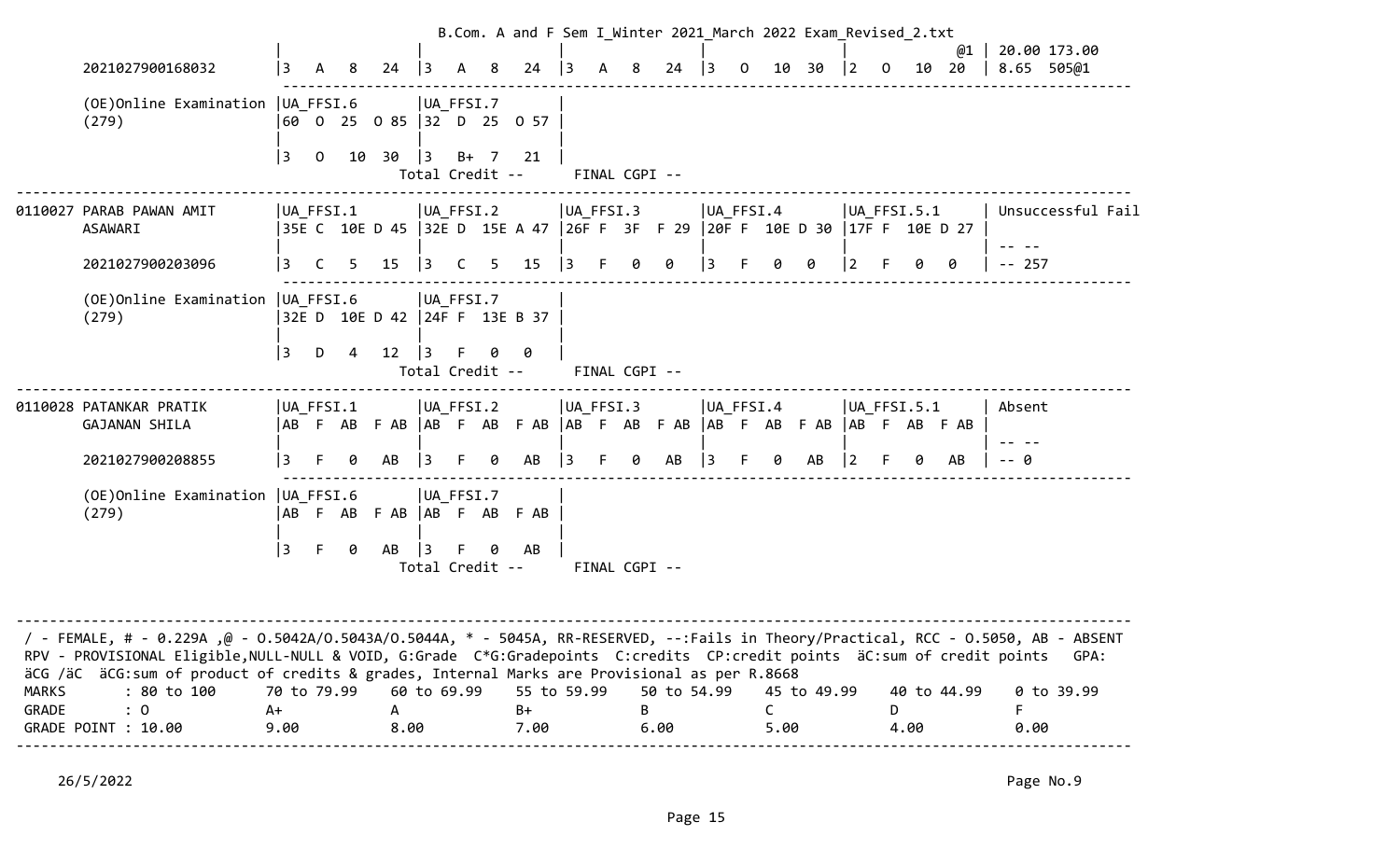| | | | | | | | |
|---|---|---|---|---|---|---|---|
| 2021027900168032 | 3 A 8 24 | 3 A 8 24 | 3 A 8 24 | 3 O 10 30 | 2 O 10 20 @1 | 20.00 173.00<br>8.65 505@1 |
| (OE)Online Examination (279) | UA_FFSI.6<br>60 O 25 O 85<br><br>3 O 10 30 | UA_FFSI.7<br>32 D 25 O 57<br><br>3 B+ 7 21 | | | | |
| | | Total Credit -- | FINAL CGPI -- | | | |

| | | | | | | |
|---|---|---|---|---|---|---|
| 0110027 PARAB PAWAN AMIT<br>ASAWARI<br><br>2021027900203096 | UA_FFSI.1<br>35E C 10E D 45<br><br>3 C 5 15 | UA_FFSI.2<br>32E D 15E A 47<br><br>3 C 5 15 | UA_FFSI.3<br>26F F 3F F 29<br><br>3 F 0 0 | UA_FFSI.4<br>20F F 10E D 30<br><br>3 F 0 0 | UA_FFSI.5.1<br>17F F 10E D 27<br><br>2 F 0 0 | Unsuccessful Fail<br><br>-- --<br>-- 257 |
| (OE)Online Examination (279) | UA_FFSI.6<br>32E D 10E D 42<br><br>3 D 4 12 | UA_FFSI.7<br>24F F 13E B 37<br><br>3 F 0 0 | | | | |
| | | Total Credit -- | FINAL CGPI -- | | | |

| | | | | | | |
|---|---|---|---|---|---|---|
| 0110028 PATANKAR PRATIK<br>GAJANAN SHILA<br><br>2021027900208855 | UA_FFSI.1<br>AB F AB F AB<br><br>3 F 0 AB | UA_FFSI.2<br>AB F AB F AB<br><br>3 F 0 AB | UA_FFSI.3<br>AB F AB F AB<br><br>3 F 0 AB | UA_FFSI.4<br>AB F AB F AB<br><br>3 F 0 AB | UA_FFSI.5.1<br>AB F AB F AB<br><br>2 F 0 AB | Absent<br><br>-- --<br>-- 0 |
| (OE)Online Examination (279) | UA_FFSI.6<br>AB F AB F AB<br><br>3 F 0 AB | UA_FFSI.7<br>AB F AB F AB<br><br>3 F 0 AB | | | | |
| | | Total Credit -- | FINAL CGPI -- | | | |

/ - FEMALE, # - 0.229A ,@ - O.5042A/O.5043A/O.5044A, * - 5045A, RR-RESERVED, --:Fails in Theory/Practical, RCC - O.5050, AB - ABSENT
RPV - PROVISIONAL Eligible,NULL-NULL & VOID, G:Grade C*G:Gradepoints C:credits CP:credit points äC:sum of credit points GPA:
äCG /äC äCG:sum of product of credits & grades, Internal Marks are Provisional as per R.8668

| MARKS | : 80 to 100 | 70 to 79.99 | 60 to 69.99 | 55 to 59.99 | 50 to 54.99 | 45 to 49.99 | 40 to 44.99 | 0 to 39.99 |
|---|---|---|---|---|---|---|---|---|
| GRADE | : O | A+ | A | B+ | B | C | D | F |
| GRADE POINT | : 10.00 | 9.00 | 8.00 | 7.00 | 6.00 | 5.00 | 4.00 | 0.00 |

26/5/2022

Page No.9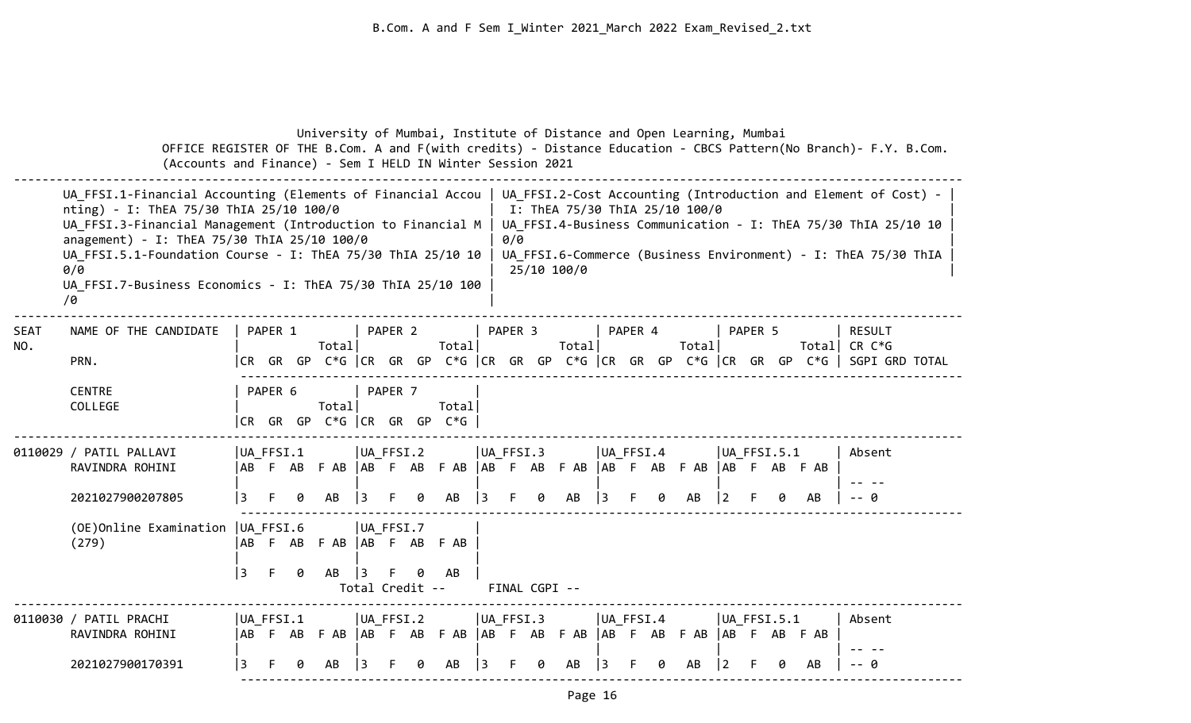University of Mumbai, Institute of Distance and Open Learning, Mumbai

OFFICE REGISTER OF THE B.Com. A and F(with credits) - Distance Education - CBCS Pattern(No Branch)- F.Y. B.Com. (Accounts and Finance) - Sem I HELD IN Winter Session 2021

- UA_FFSI.1-Financial Accounting (Elements of Financial Accounting) - I: ThEA 75/30 ThIA 25/10 100/0
- UA_FFSI.2-Cost Accounting (Introduction and Element of Cost) - I: ThEA 75/30 ThIA 25/10 100/0
- UA_FFSI.3-Financial Management (Introduction to Financial Management) - I: ThEA 75/30 ThIA 25/10 100/0
- UA_FFSI.4-Business Communication - I: ThEA 75/30 ThIA 25/10 100/0
- UA_FFSI.5.1-Foundation Course - I: ThEA 75/30 ThIA 25/10 100/0
- UA_FFSI.6-Commerce (Business Environment) - I: ThEA 75/30 ThIA 25/10 100/0
- UA_FFSI.7-Business Economics - I: ThEA 75/30 ThIA 25/10 100/0

| SEAT NO. | NAME OF THE CANDIDATE / PRN. / CENTRE / COLLEGE | PAPER 1 / PAPER 6 (CR GR GP C*G) | PAPER 2 / PAPER 7 (CR GR GP C*G) | PAPER 3 (CR GR GP C*G) | PAPER 4 (CR GR GP C*G) | PAPER 5 (CR GR GP C*G) | RESULT CR C*G SGPI GRD TOTAL |
|---|---|---|---|---|---|---|---|
| 0110029 | PATIL PALLAVI RAVINDRA ROHINI | UA_FFSI.1<br>AB F AB F AB | UA_FFSI.2<br>AB F AB F AB | UA_FFSI.3<br>AB F AB F AB | UA_FFSI.4<br>AB F AB F AB | UA_FFSI.5.1<br>AB F AB F AB | Absent |
| | 2021027900207805 | 3 F 0 AB | 3 F 0 AB | 3 F 0 AB | 3 F 0 AB | 2 F 0 AB | -- --<br>-- 0 |
| | (OE)Online Examination (279) | UA_FFSI.6<br>AB F AB F AB | UA_FFSI.7<br>AB F AB F AB | | | | |
| | | 3 F 0 AB | 3 F 0 AB | | | | |
| | | | Total Credit -- | FINAL CGPI -- | | | |
| 0110030 | PATIL PRACHI RAVINDRA ROHINI | UA_FFSI.1<br>AB F AB F AB | UA_FFSI.2<br>AB F AB F AB | UA_FFSI.3<br>AB F AB F AB | UA_FFSI.4<br>AB F AB F AB | UA_FFSI.5.1<br>AB F AB F AB | Absent |
| | 2021027900170391 | 3 F 0 AB | 3 F 0 AB | 3 F 0 AB | 3 F 0 AB | 2 F 0 AB | -- --<br>-- 0 |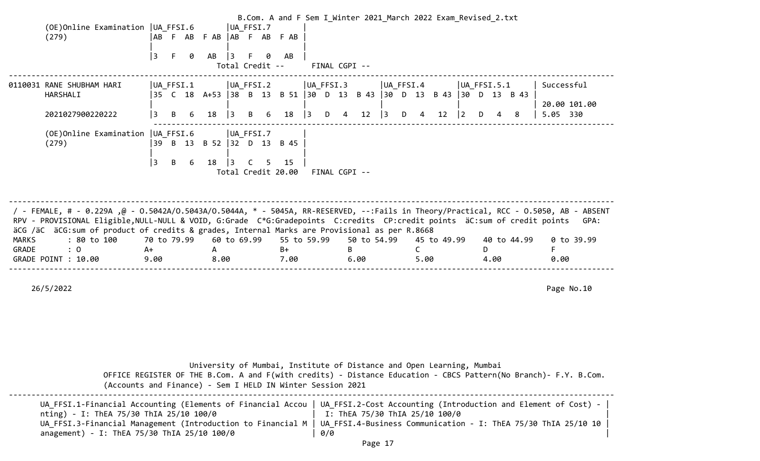```
       (OE)Online Examination |UA_FFSI.6       |UA_FFSI.7       |
       (279)                  |AB  F  AB  F AB |AB  F  AB  F AB |
                              |                |                |
                              |3   F   0   AB  |3   F   0   AB  |
                                         Total Credit --      FINAL CGPI --
--------------------------------------------------------------------------------------------------------------------------
0110031 RANE SHUBHAM HARI     |UA_FFSI.1       |UA_FFSI.2       |UA_FFSI.3       |UA_FFSI.4       |UA_FFSI.5.1      | Successful
        HARSHALI              |35  C  18  A+53 |38  B  13  B 51 |30  D  13  B 43 |30  D  13  B 43 |30  D  13  B 43 |
                              |                |                |                |                |                 | 20.00 101.00
        2021027900220222      |3   B   6   18  |3   B   6   18  |3   D   4   12  |3   D   4   12  |2   D   4   8    | 5.05  330
                               -------------------------------------------------------------------------------------------
       (OE)Online Examination |UA_FFSI.6       |UA_FFSI.7       |
       (279)                  |39  B  13  B 52 |32  D  13  B 45 |
                              |                |                |
                              |3   B   6   18  |3   C   5   15  |
                                         Total Credit 20.00   FINAL CGPI --
```

/ - FEMALE, # - 0.229A ,@ - O.5042A/O.5043A/O.5044A, * - 5045A, RR-RESERVED, --:Fails in Theory/Practical, RCC - O.5050, AB - ABSENT
RPV - PROVISIONAL Eligible,NULL-NULL & VOID, G:Grade C*G:Gradepoints C:credits CP:credit points äC:sum of credit points GPA: äCG /äC äCG:sum of product of credits & grades, Internal Marks are Provisional as per R.8668

| MARKS | : 80 to 100 | 70 to 79.99 | 60 to 69.99 | 55 to 59.99 | 50 to 54.99 | 45 to 49.99 | 40 to 44.99 | 0 to 39.99 |
|---|---|---|---|---|---|---|---|---|
| GRADE | : O | A+ | A | B+ | B | C | D | F |
| GRADE POINT | : 10.00 | 9.00 | 8.00 | 7.00 | 6.00 | 5.00 | 4.00 | 0.00 |

26/5/2022 Page No.10

University of Mumbai, Institute of Distance and Open Learning, Mumbai
OFFICE REGISTER OF THE B.Com. A and F(with credits) - Distance Education - CBCS Pattern(No Branch)- F.Y. B.Com. (Accounts and Finance) - Sem I HELD IN Winter Session 2021

| | |
|---|---|
| UA_FFSI.1-Financial Accounting (Elements of Financial Accounting) - I: ThEA 75/30 ThIA 25/10 100/0 | UA_FFSI.2-Cost Accounting (Introduction and Element of Cost) - I: ThEA 75/30 ThIA 25/10 100/0 |
| UA_FFSI.3-Financial Management (Introduction to Financial Management) - I: ThEA 75/30 ThIA 25/10 100/0 | UA_FFSI.4-Business Communication - I: ThEA 75/30 ThIA 25/10 100/0 |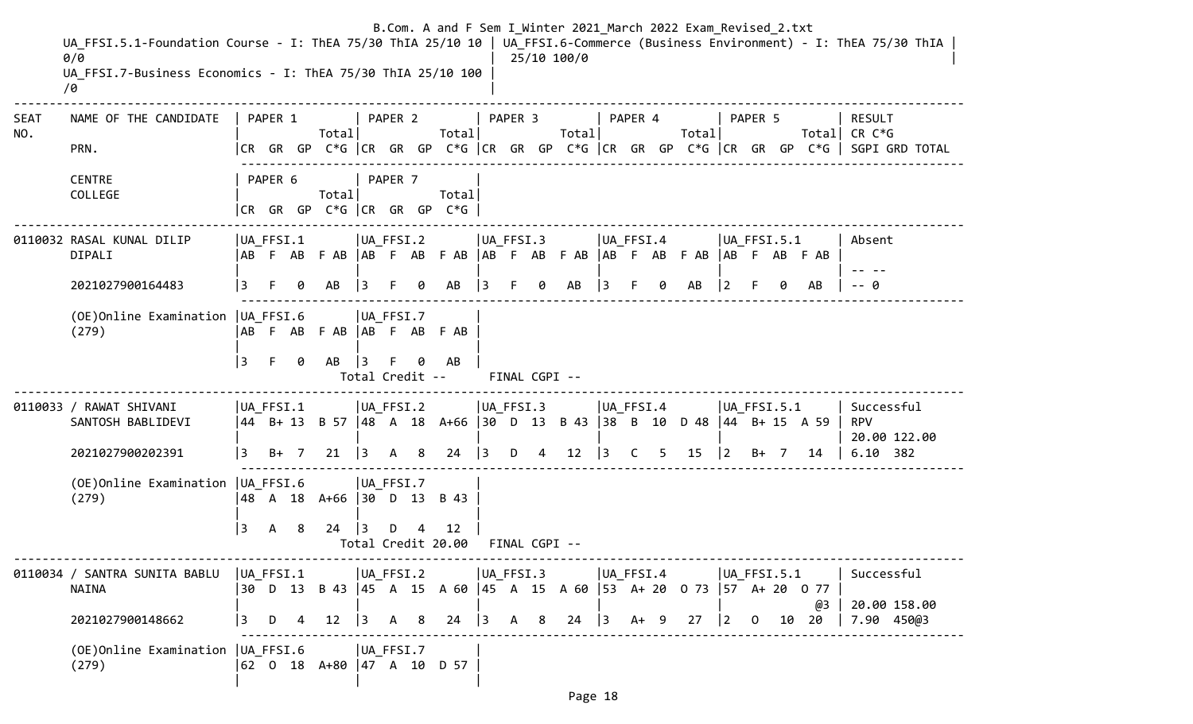B.Com. A and F Sem I_Winter 2021_March 2022 Exam_Revised_2.txt

UA_FFSI.5.1-Foundation Course - I: ThEA 75/30 ThIA 25/10 100/0 | UA_FFSI.6-Commerce (Business Environment) - I: ThEA 75/30 ThIA 25/10 100/0

UA_FFSI.7-Business Economics - I: ThEA 75/30 ThIA 25/10 100/0

```
-------------------------------------------------------------------------------------------------------------------------------
SEAT    NAME OF THE CANDIDATE    | PAPER 1          | PAPER 2          | PAPER 3          | PAPER 4          | PAPER 5          | RESULT
NO.                              |            Total|            Total|            Total|            Total|            Total| CR C*G
        PRN.                     |CR  GR  GP  C*G  |CR  GR  GP  C*G  |CR  GR  GP  C*G  |CR  GR  GP  C*G  |CR  GR  GP  C*G  | SGPI GRD TOTAL
                                  -----------------------------------------------------------------------------------------------
        CENTRE                   | PAPER 6          | PAPER 7          |
        COLLEGE                  |            Total|            Total|
                                 |CR  GR  GP  C*G  |CR  GR  GP  C*G  |
-------------------------------------------------------------------------------------------------------------------------------
0110032 RASAL KUNAL DILIP        |UA_FFSI.1         |UA_FFSI.2         |UA_FFSI.3         |UA_FFSI.4         |UA_FFSI.5.1       | Absent
        DIPALI                   |AB  F  AB  F AB  |AB  F  AB  F AB  |AB  F  AB  F AB  |AB  F  AB  F AB  |AB  F  AB  F AB  |
                                 |                  |                  |                  |                  |                  | -- --
        2021027900164483         |3   F   0   AB   |3   F   0   AB   |3   F   0   AB   |3   F   0   AB   |2   F   0   AB   | -- 0
                                  -----------------------------------------------------------------------------------------------
        (OE)Online Examination   |UA_FFSI.6         |UA_FFSI.7         |
        (279)                    |AB  F  AB  F AB  |AB  F  AB  F AB  |
                                 |                  |                  |
                                 |3   F   0   AB   |3   F   0   AB   |
                                          Total Credit --      FINAL CGPI --
-------------------------------------------------------------------------------------------------------------------------------
0110033 / RAWAT SHIVANI          |UA_FFSI.1         |UA_FFSI.2         |UA_FFSI.3         |UA_FFSI.4         |UA_FFSI.5.1       | Successful
        SANTOSH BABLIDEVI        |44  B+ 13  B 57  |48  A  18  A+66  |30  D  13  B 43  |38  B  10  D 48  |44  B+ 15  A 59  | RPV
                                 |                  |                  |                  |                  |                  | 20.00 122.00
        2021027900202391         |3   B+  7   21   |3   A   8   24   |3   D   4   12   |3   C   5   15   |2   B+  7   14   | 6.10  382
                                  -----------------------------------------------------------------------------------------------
        (OE)Online Examination   |UA_FFSI.6         |UA_FFSI.7         |
        (279)                    |48  A  18  A+66  |30  D  13  B 43  |
                                 |                  |                  |
                                 |3   A   8   24   |3   D   4   12   |
                                          Total Credit 20.00   FINAL CGPI --
-------------------------------------------------------------------------------------------------------------------------------
0110034 / SANTRA SUNITA BABLU    |UA_FFSI.1         |UA_FFSI.2         |UA_FFSI.3         |UA_FFSI.4         |UA_FFSI.5.1       | Successful
        NAINA                    |30  D  13  B 43  |45  A  15  A 60  |45  A  15  A 60  |53  A+ 20  O 73  |57  A+ 20  O 77  |
                                 |                  |                  |                  |                  |              @3  | 20.00 158.00
        2021027900148662         |3   D   4   12   |3   A   8   24   |3   A   8   24   |3   A+  9   27   |2   O   10  20   | 7.90  450@3
                                  -----------------------------------------------------------------------------------------------
        (OE)Online Examination   |UA_FFSI.6         |UA_FFSI.7         |
        (279)                    |62  O  18  A+80  |47  A  10  D 57  |
                                 |                  |                  |
```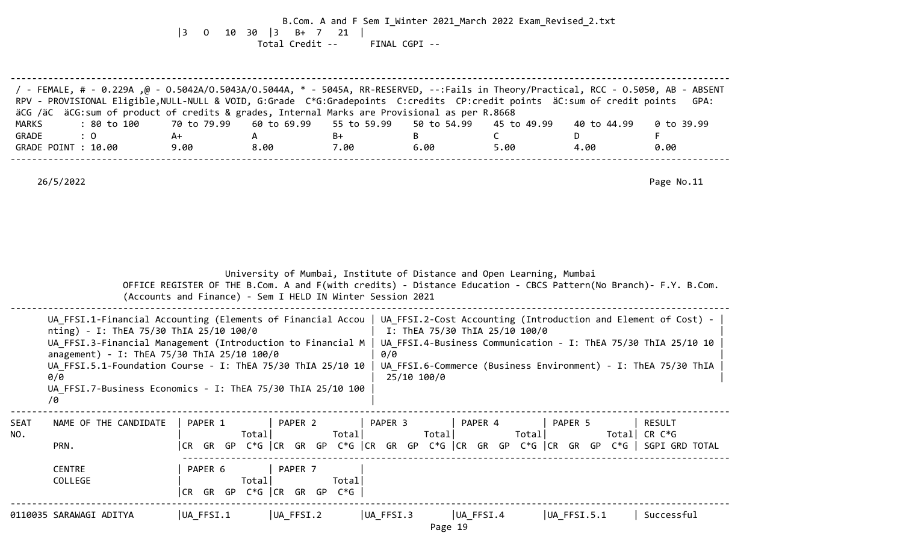|3 O 10 30 |3 B+ 7 21 |

Total Credit -- FINAL CGPI --

/ - FEMALE, # - 0.229A ,@ - O.5042A/O.5043A/O.5044A, * - 5045A, RR-RESERVED, --:Fails in Theory/Practical, RCC - O.5050, AB - ABSENT
RPV - PROVISIONAL Eligible,NULL-NULL & VOID, G:Grade C*G:Gradepoints C:credits CP:credit points äC:sum of credit points GPA: äCG /äC äCG:sum of product of credits & grades, Internal Marks are Provisional as per R.8668

| MARKS | : 80 to 100 | 70 to 79.99 | 60 to 69.99 | 55 to 59.99 | 50 to 54.99 | 45 to 49.99 | 40 to 44.99 | 0 to 39.99 |
|---|---|---|---|---|---|---|---|---|
| GRADE | : O | A+ | A | B+ | B | C | D | F |
| GRADE POINT | : 10.00 | 9.00 | 8.00 | 7.00 | 6.00 | 5.00 | 4.00 | 0.00 |

26/5/2022

University of Mumbai, Institute of Distance and Open Learning, Mumbai

OFFICE REGISTER OF THE B.Com. A and F(with credits) - Distance Education - CBCS Pattern(No Branch)- F.Y. B.Com. (Accounts and Finance) - Sem I HELD IN Winter Session 2021

- UA_FFSI.1-Financial Accounting (Elements of Financial Accounting) - I: ThEA 75/30 ThIA 25/10 100/0
- UA_FFSI.2-Cost Accounting (Introduction and Element of Cost) - I: ThEA 75/30 ThIA 25/10 100/0
- UA_FFSI.3-Financial Management (Introduction to Financial Management) - I: ThEA 75/30 ThIA 25/10 100/0
- UA_FFSI.4-Business Communication - I: ThEA 75/30 ThIA 25/10 100/0
- UA_FFSI.5.1-Foundation Course - I: ThEA 75/30 ThIA 25/10 100/0
- UA_FFSI.6-Commerce (Business Environment) - I: ThEA 75/30 ThIA 25/10 100/0
- UA_FFSI.7-Business Economics - I: ThEA 75/30 ThIA 25/10 100/0

| SEAT NO. | NAME OF THE CANDIDATE / PRN. | PAPER 1 (CR GR GP C*G Total) | PAPER 2 (CR GR GP C*G Total) | PAPER 3 (CR GR GP C*G Total) | PAPER 4 (CR GR GP C*G Total) | PAPER 5 (CR GR GP C*G Total) | RESULT CR C*G SGPI GRD TOTAL |
|---|---|---|---|---|---|---|---|
| | CENTRE / COLLEGE | PAPER 6 (CR GR GP C*G Total) | PAPER 7 (CR GR GP C*G Total) | | | | |
| 0110035 | SARAWAGI ADITYA | UA_FFSI.1 | UA_FFSI.2 | UA_FFSI.3 | UA_FFSI.4 | UA_FFSI.5.1 | Successful |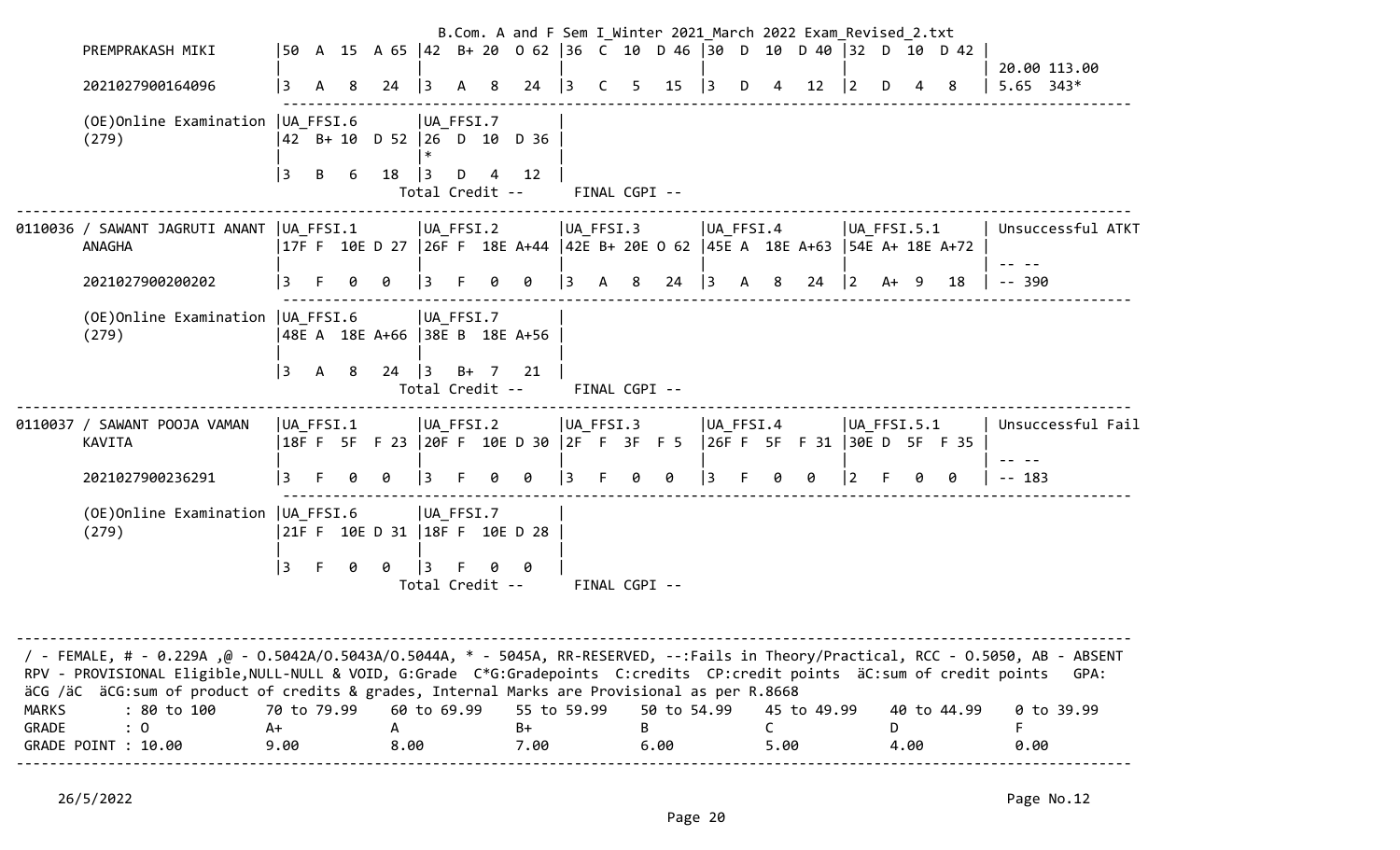```
PREMPRAKASH MIKI           |50  A  15  A 65 |42  B+ 20  O 62 |36  C  10  D 46 |30  D  10  D 40 |32  D  10  D 42 |
                           |                |                |                |                |                | 20.00 113.00
2021027900164096           |3   A   8   24  |3   A   8   24  |3   C   5   15  |3   D   4   12  |2   D   4   8   | 5.65  343*
------------------------------------------------------------------------------------------------------------------------
(OE)Online Examination     |UA_FFSI.6       |UA_FFSI.7       |
(279)                      |42  B+ 10  D 52 |26  D  10  D 36 |
                           |                |*               |
                           |3   B   6   18  |3   D   4   12  |
                                  Total Credit --      FINAL CGPI --
------------------------------------------------------------------------------------------------------------------------
0110036 / SAWANT JAGRUTI ANANT |UA_FFSI.1   |UA_FFSI.2       |UA_FFSI.3       |UA_FFSI.4       |UA_FFSI.5.1     | Unsuccessful ATKT
ANAGHA                     |17F F  10E D 27 |26F F  18E A+44 |42E B+ 20E O 62 |45E A  18E A+63 |54E A+ 18E A+72 |
                           |                |                |                |                |                | -- --
2021027900200202           |3   F   0   0   |3   F   0   0   |3   A   8   24  |3   A   8   24  |2   A+  9   18  | -- 390
------------------------------------------------------------------------------------------------------------------------
(OE)Online Examination     |UA_FFSI.6       |UA_FFSI.7       |
(279)                      |48E A  18E A+66 |38E B  18E A+56 |
                           |                |                |
                           |3   A   8   24  |3   B+  7   21  |
                                  Total Credit --      FINAL CGPI --
------------------------------------------------------------------------------------------------------------------------
0110037 / SAWANT POOJA VAMAN |UA_FFSI.1     |UA_FFSI.2       |UA_FFSI.3       |UA_FFSI.4       |UA_FFSI.5.1     | Unsuccessful Fail
KAVITA                     |18F F  5F  F 23 |20F F  10E D 30 |2F  F  3F  F 5  |26F F  5F  F 31 |30E D  5F  F 35 |
                           |                |                |                |                |                | -- --
2021027900236291           |3   F   0   0   |3   F   0   0   |3   F   0   0   |3   F   0   0   |2   F   0   0   | -- 183
------------------------------------------------------------------------------------------------------------------------
(OE)Online Examination     |UA_FFSI.6       |UA_FFSI.7       |
(279)                      |21F F  10E D 31 |18F F  10E D 28 |
                           |                |                |
                           |3   F   0   0   |3   F   0   0   |
                                  Total Credit --      FINAL CGPI --
```

/ - FEMALE, # - 0.229A ,@ - O.5042A/O.5043A/O.5044A, * - 5045A, RR-RESERVED, --:Fails in Theory/Practical, RCC - O.5050, AB - ABSENT
RPV - PROVISIONAL Eligible,NULL-NULL & VOID, G:Grade C*G:Gradepoints C:credits CP:credit points äC:sum of credit points GPA: äCG /äC äCG:sum of product of credits & grades, Internal Marks are Provisional as per R.8668

| MARKS | : 80 to 100 | 70 to 79.99 | 60 to 69.99 | 55 to 59.99 | 50 to 54.99 | 45 to 49.99 | 40 to 44.99 | 0 to 39.99 |
|---|---|---|---|---|---|---|---|---|
| GRADE | : O | A+ | A | B+ | B | C | D | F |
| GRADE POINT | : 10.00 | 9.00 | 8.00 | 7.00 | 6.00 | 5.00 | 4.00 | 0.00 |

26/5/2022 Page No.12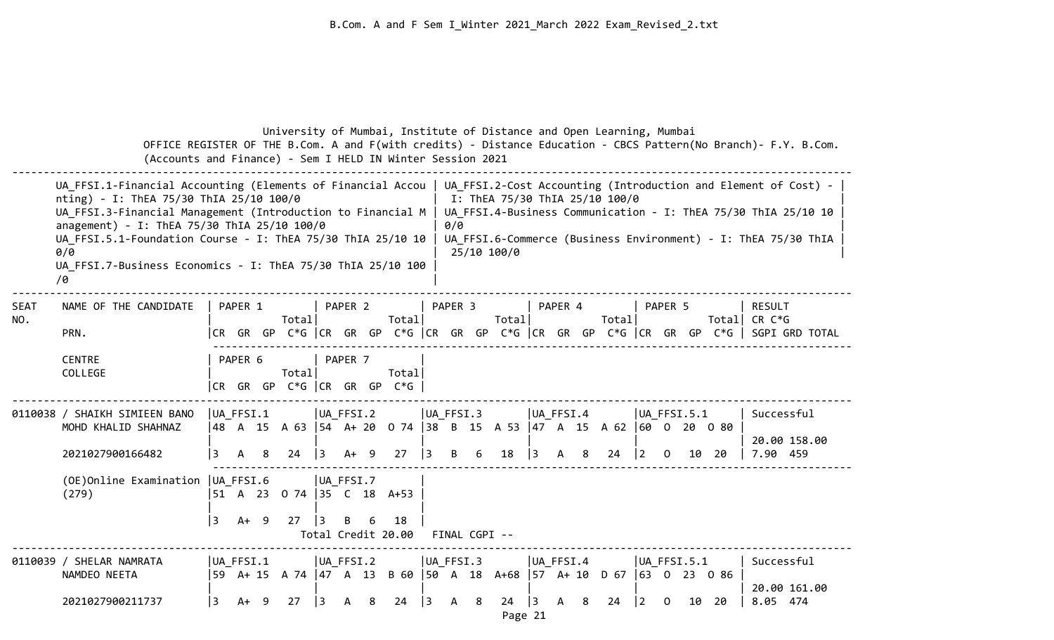University of Mumbai, Institute of Distance and Open Learning, Mumbai
OFFICE REGISTER OF THE B.Com. A and F(with credits) - Distance Education - CBCS Pattern(No Branch)- F.Y. B.Com. (Accounts and Finance) - Sem I HELD IN Winter Session 2021

UA_FFSI.1-Financial Accounting (Elements of Financial Accounting) - I: ThEA 75/30 ThIA 25/10 100/0
UA_FFSI.2-Cost Accounting (Introduction and Element of Cost) - I: ThEA 75/30 ThIA 25/10 100/0
UA_FFSI.3-Financial Management (Introduction to Financial Management) - I: ThEA 75/30 ThIA 25/10 100/0
UA_FFSI.4-Business Communication - I: ThEA 75/30 ThIA 25/10 100/0
UA_FFSI.5.1-Foundation Course - I: ThEA 75/30 ThIA 25/10 100/0
UA_FFSI.6-Commerce (Business Environment) - I: ThEA 75/30 ThIA 25/10 100/0
UA_FFSI.7-Business Economics - I: ThEA 75/30 ThIA 25/10 100/0

| SEAT NO. | NAME OF THE CANDIDATE / PRN. / CENTRE / COLLEGE | PAPER 1 (Total / CR GR GP C*G) | PAPER 2 (Total / CR GR GP C*G) | PAPER 3 (Total / CR GR GP C*G) | PAPER 4 (Total / CR GR GP C*G) | PAPER 5 (Total / CR GR GP C*G) | PAPER 6 (Total / CR GR GP C*G) | PAPER 7 (Total / CR GR GP C*G) | RESULT CR C*G SGPI GRD TOTAL |
|---|---|---|---|---|---|---|---|---|---|
| 0110038 | SHAIKH SIMIEEN BANO MOHD KHALID SHAHNAZ | UA_FFSI.1 48 A 15 A 63 | UA_FFSI.2 54 A+ 20 O 74 | UA_FFSI.3 38 B 15 A 53 | UA_FFSI.4 47 A 15 A 62 | UA_FFSI.5.1 60 O 20 O 80 | UA_FFSI.6 51 A 23 O 74 | UA_FFSI.7 35 C 18 A+53 | Successful |
| | 2021027900166482 | 3 A 8 24 | 3 A+ 9 27 | 3 B 6 18 | 3 A 8 24 | 2 O 10 20 | 3 A+ 9 27 | 3 B 6 18 | 20.00 158.00 7.90 459 |
| | (OE)Online Examination (279) | | | | | | | | |
| | Total Credit 20.00 FINAL CGPI -- | | | | | | | | |
| 0110039 | SHELAR NAMRATA NAMDEO NEETA | UA_FFSI.1 59 A+ 15 A 74 | UA_FFSI.2 47 A 13 B 60 | UA_FFSI.3 50 A 18 A+68 | UA_FFSI.4 57 A+ 10 D 67 | UA_FFSI.5.1 63 O 23 O 86 | | | Successful |
| | 2021027900211737 | 3 A+ 9 27 | 3 A 8 24 | 3 A 8 24 | 3 A 8 24 | 2 O 10 20 | | | 20.00 161.00 8.05 474 |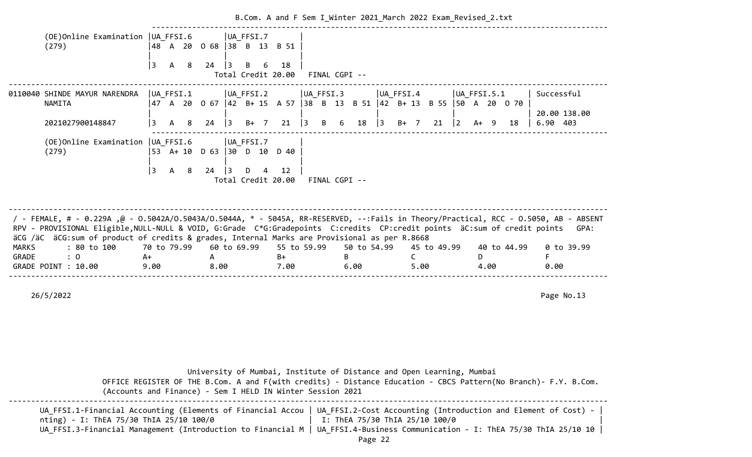```
      (OE)Online Examination |UA_FFSI.6       |UA_FFSI.7       |
      (279)                  |48  A  20  O 68 |38  B  13  B 51 |
                             |                |                |
                             |3   A   8   24  |3   B   6   18  |
                                              Total Credit 20.00   FINAL CGPI --
-----------------------------------------------------------------------------------------------------------------------------
0110040 SHINDE MAYUR NARENDRA  |UA_FFSI.1       |UA_FFSI.2       |UA_FFSI.3       |UA_FFSI.4       |UA_FFSI.5.1      | Successful
        NAMITA                 |47  A  20  O 67 |42  B+ 15  A 57 |38  B  13  B 51 |42  B+ 13  B 55 |50  A  20  O 70 |
                               |                |                |                |                |                 | 20.00 138.00
        2021027900148847       |3   A   8   24  |3   B+  7   21  |3   B   6   18  |3   B+  7   21  |2   A+  9   18  | 6.90  403
-----------------------------------------------------------------------------------------------------------------------------
      (OE)Online Examination |UA_FFSI.6       |UA_FFSI.7       |
      (279)                  |53  A+ 10  D 63 |30  D  10  D 40 |
                             |                |                |
                             |3   A   8   24  |3   D   4   12  |
                                              Total Credit 20.00   FINAL CGPI --


-----------------------------------------------------------------------------------------------------------------------------
 / - FEMALE, # - 0.229A ,@ - O.5042A/O.5043A/O.5044A, * - 5045A, RR-RESERVED, --:Fails in Theory/Practical, RCC - O.5050, AB - ABSENT
 RPV - PROVISIONAL Eligible,NULL-NULL & VOID, G:Grade  C*G:Gradepoints  C:credits  CP:credit points  äC:sum of credit points   GPA:
 äCG /äC  äCG:sum of product of credits & grades, Internal Marks are Provisional as per R.8668
 MARKS       : 80 to 100      70 to 79.99     60 to 69.99     55 to 59.99     50 to 54.99     45 to 49.99     40 to 44.99     0 to 39.99
 GRADE       : O              A+              A               B+              B               C               D               F
 GRADE POINT : 10.00          9.00            8.00            7.00            6.00            5.00            4.00            0.00
-----------------------------------------------------------------------------------------------------------------------------

     26/5/2022                                                                                                     Page No.13




                              University of Mumbai, Institute of Distance and Open Learning, Mumbai
                 OFFICE REGISTER OF THE B.Com. A and F(with credits) - Distance Education - CBCS Pattern(No Branch)- F.Y. B.Com.
                 (Accounts and Finance) - Sem I HELD IN Winter Session 2021
-----------------------------------------------------------------------------------------------------------------------------
      UA_FFSI.1-Financial Accounting (Elements of Financial Accou | UA_FFSI.2-Cost Accounting (Introduction and Element of Cost) - |
      nting) - I: ThEA 75/30 ThIA 25/10 100/0                     |  I: ThEA 75/30 ThIA 25/10 100/0                              |
      UA_FFSI.3-Financial Management (Introduction to Financial M | UA_FFSI.4-Business Communication - I: ThEA 75/30 ThIA 25/10 10 |
```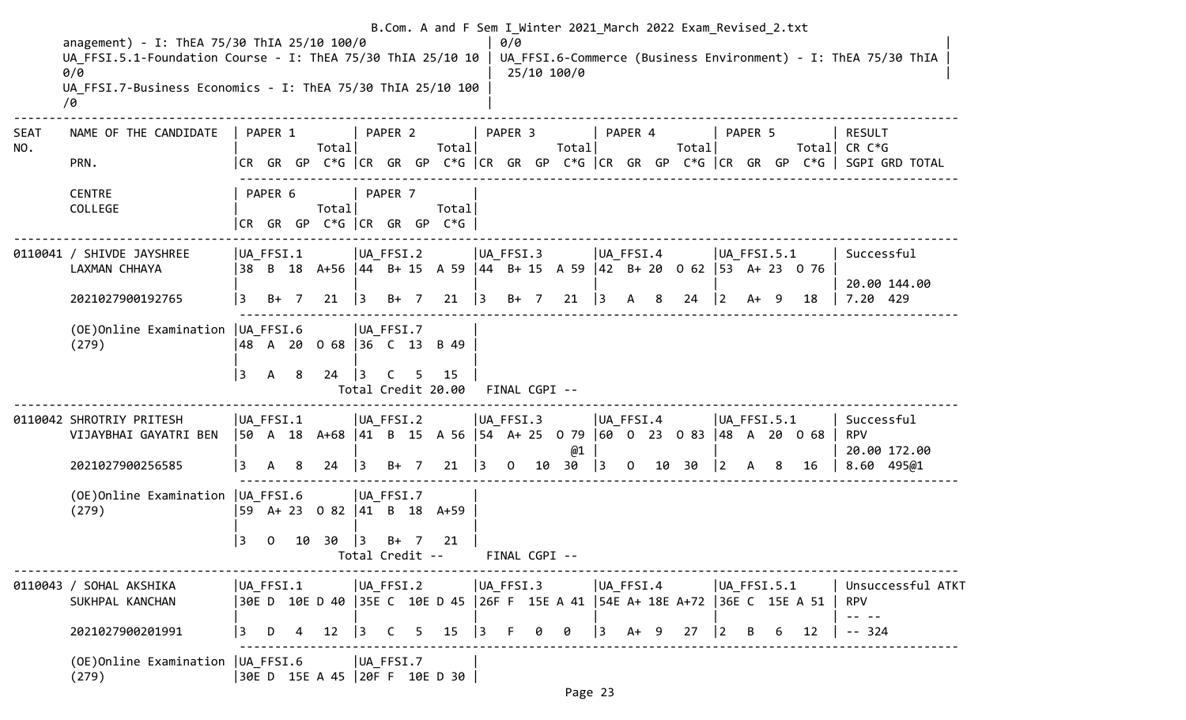anagement) - I: ThEA 75/30 ThIA 25/10 100/0 | 0/0
UA_FFSI.5.1-Foundation Course - I: ThEA 75/30 ThIA 25/10 10 0/0 | UA_FFSI.6-Commerce (Business Environment) - I: ThEA 75/30 ThIA 25/10 100/0
UA_FFSI.7-Business Economics - I: ThEA 75/30 ThIA 25/10 100 /0

```
------------------------------------------------------------------------------------------------------------------------------------------------------------
SEAT  NAME OF THE CANDIDATE   | PAPER 1          | PAPER 2          | PAPER 3          | PAPER 4          | PAPER 5          | RESULT
NO.                           |            Total|            Total|            Total|            Total|            Total| CR C*G
      PRN.                    |CR  GR  GP  C*G |CR  GR  GP  C*G |CR  GR  GP  C*G |CR  GR  GP  C*G |CR  GR  GP  C*G | SGPI GRD TOTAL

      CENTRE                  | PAPER 6          | PAPER 7          |
      COLLEGE                 |            Total|            Total|
                              |CR  GR  GP  C*G |CR  GR  GP  C*G |
------------------------------------------------------------------------------------------------------------------------------------------------------------
0110041 / SHIVDE JAYSHREE     |UA_FFSI.1        |UA_FFSI.2        |UA_FFSI.3        |UA_FFSI.4        |UA_FFSI.5.1      | Successful
      LAXMAN CHHAYA           |38  B  18  A+56 |44  B+ 15  A 59 |44  B+ 15  A 59 |42  B+ 20  O 62 |53  A+ 23  O 76 |
                              |                 |                 |                 |                 |                 | 20.00 144.00
      2021027900192765        |3   B+  7   21  |3   B+  7   21  |3   B+  7   21  |3   A   8   24  |2   A+  9   18  | 7.20  429

      (OE)Online Examination  |UA_FFSI.6        |UA_FFSI.7        |
      (279)                   |48  A  20  O 68 |36  C  13  B 49 |
                              |                 |                 |
                              |3   A   8   24  |3   C   5   15  |
                              Total Credit 20.00   FINAL CGPI --
------------------------------------------------------------------------------------------------------------------------------------------------------------
0110042 SHROTRIY PRITESH      |UA_FFSI.1        |UA_FFSI.2        |UA_FFSI.3        |UA_FFSI.4        |UA_FFSI.5.1      | Successful
      VIJAYBHAI GAYATRI BEN   |50  A  18  A+68 |41  B  15  A 56 |54  A+ 25  O 79 |60  O  23  O 83 |48  A  20  O 68 | RPV
                              |                 |                 |              @1 |                 |                 | 20.00 172.00
      2021027900256585        |3   A   8   24  |3   B+  7   21  |3   O  10   30  |3   O  10   30  |2   A   8   16  | 8.60  495@1

      (OE)Online Examination  |UA_FFSI.6        |UA_FFSI.7        |
      (279)                   |59  A+ 23  O 82 |41  B  18  A+59 |
                              |                 |                 |
                              |3   O  10   30  |3   B+  7   21  |
                              Total Credit --      FINAL CGPI --
------------------------------------------------------------------------------------------------------------------------------------------------------------
0110043 / SOHAL AKSHIKA       |UA_FFSI.1        |UA_FFSI.2        |UA_FFSI.3        |UA_FFSI.4        |UA_FFSI.5.1      | Unsuccessful ATKT
      SUKHPAL KANCHAN         |30E D  10E D 40 |35E C  10E D 45 |26F F  15E A 41 |54E A+ 18E A+72 |36E C  15E A 51 | RPV
                              |                 |                 |                 |                 |                 | -- --
      2021027900201991        |3   D   4   12  |3   C   5   15  |3   F   0    0  |3   A+  9   27  |2   B   6   12  | -- 324

      (OE)Online Examination  |UA_FFSI.6        |UA_FFSI.7        |
      (279)                   |30E D  15E A 45 |20F F  10E D 30 |
```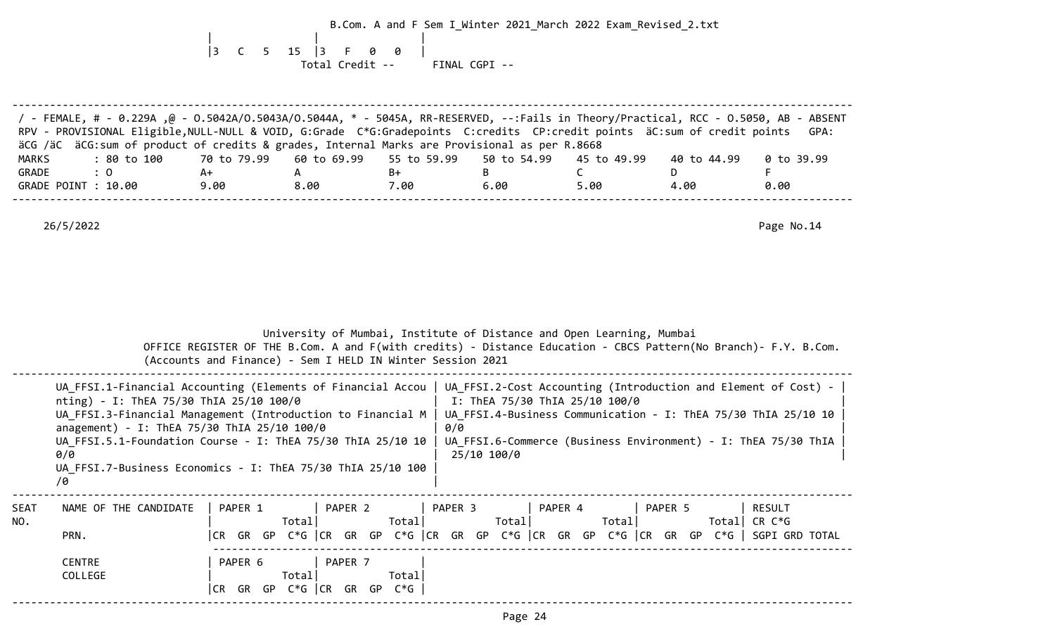|3 C 5 15 |3 F 0 0 |

Total Credit -- FINAL CGPI --

/ - FEMALE, # - 0.229A ,@ - O.5042A/O.5043A/O.5044A, * - 5045A, RR-RESERVED, --:Fails in Theory/Practical, RCC - O.5050, AB - ABSENT
RPV - PROVISIONAL Eligible,NULL-NULL & VOID, G:Grade C*G:Gradepoints C:credits CP:credit points äC:sum of credit points GPA: äCG /äC äCG:sum of product of credits & grades, Internal Marks are Provisional as per R.8668

| MARKS | : 80 to 100 | 70 to 79.99 | 60 to 69.99 | 55 to 59.99 | 50 to 54.99 | 45 to 49.99 | 40 to 44.99 | 0 to 39.99 |
|---|---|---|---|---|---|---|---|---|
| GRADE | : O | A+ | A | B+ | B | C | D | F |
| GRADE POINT | : 10.00 | 9.00 | 8.00 | 7.00 | 6.00 | 5.00 | 4.00 | 0.00 |

26/5/2022

University of Mumbai, Institute of Distance and Open Learning, Mumbai

OFFICE REGISTER OF THE B.Com. A and F(with credits) - Distance Education - CBCS Pattern(No Branch)- F.Y. B.Com. (Accounts and Finance) - Sem I HELD IN Winter Session 2021

UA_FFSI.1-Financial Accounting (Elements of Financial Accounting) - I: ThEA 75/30 ThIA 25/10 100/0
UA_FFSI.2-Cost Accounting (Introduction and Element of Cost) - I: ThEA 75/30 ThIA 25/10 100/0
UA_FFSI.3-Financial Management (Introduction to Financial Management) - I: ThEA 75/30 ThIA 25/10 100/0
UA_FFSI.4-Business Communication - I: ThEA 75/30 ThIA 25/10 100/0
UA_FFSI.5.1-Foundation Course - I: ThEA 75/30 ThIA 25/10 100/0
UA_FFSI.6-Commerce (Business Environment) - I: ThEA 75/30 ThIA 25/10 100/0
UA_FFSI.7-Business Economics - I: ThEA 75/30 ThIA 25/10 100/0

| SEAT NO. | NAME OF THE CANDIDATE | PAPER 1 | PAPER 2 | PAPER 3 | PAPER 4 | PAPER 5 | RESULT |
|---|---|---|---|---|---|---|---|
| | | Total | Total | Total | Total | Total | CR C*G |
| | PRN. | CR GR GP C*G | CR GR GP C*G | CR GR GP C*G | CR GR GP C*G | CR GR GP C*G | SGPI GRD TOTAL |
| | CENTRE | PAPER 6 | PAPER 7 | | | | |
| | COLLEGE | Total | Total | | | | |
| | | CR GR GP C*G | CR GR GP C*G | | | | |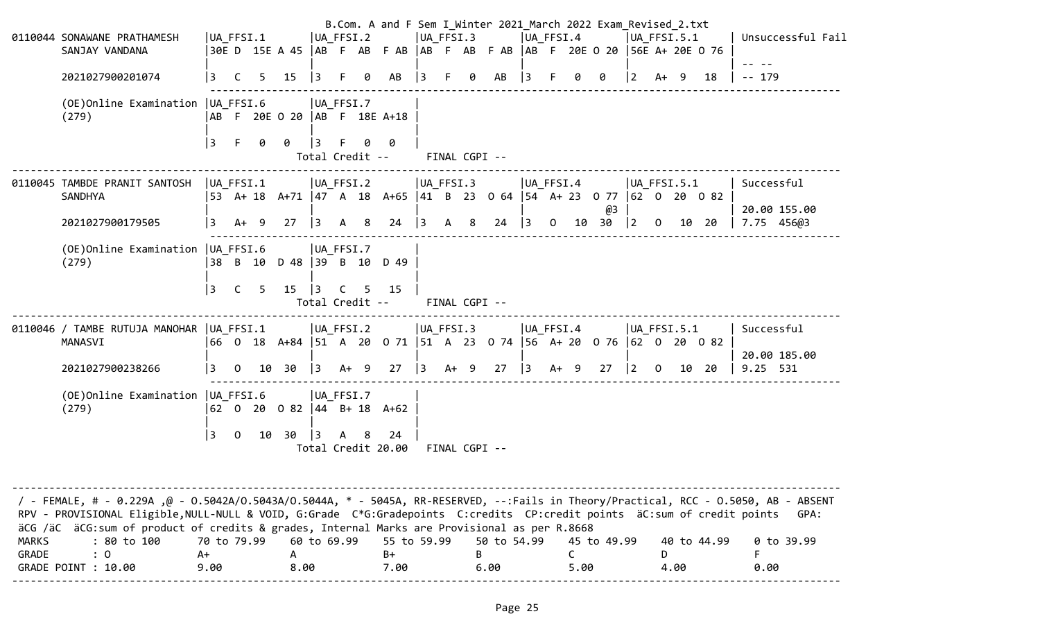```
0110044 SONAWANE PRATHAMESH    |UA_FFSI.1       |UA_FFSI.2       |UA_FFSI.3       |UA_FFSI.4       |UA_FFSI.5.1      | Unsuccessful Fail
        SANJAY VANDANA         |30E D  15E A 45 |AB  F  AB  F AB |AB  F  AB  F AB |AB  F  20E O 20 |56E A+ 20E O 76 |
                               |                |                |                |                |                 | -- --
        2021027900201074       |3   C   5   15  |3   F   0   AB  |3   F   0   AB  |3   F   0   0   |2   A+  9   18  | -- 179
                               ---------------------------------------------------------------------------------------------------
        (OE)Online Examination |UA_FFSI.6       |UA_FFSI.7       |
        (279)                  |AB  F  20E O 20 |AB  F  18E A+18 |
                               |                |                |
                               |3   F   0   0   |3   F   0   0   |
                                Total Credit --      FINAL CGPI --
-----------------------------------------------------------------------------------------------------------------------------------
0110045 TAMBDE PRANIT SANTOSH  |UA_FFSI.1       |UA_FFSI.2       |UA_FFSI.3       |UA_FFSI.4       |UA_FFSI.5.1      | Successful
        SANDHYA                |53  A+ 18  A+71 |47  A  18  A+65 |41  B  23  O 64 |54  A+ 23  O 77 |62  O  20  O 82 |
                               |                |                |                |            @3  |                 | 20.00 155.00
        2021027900179505       |3   A+  9   27  |3   A   8   24  |3   A   8   24  |3   O   10  30  |2   O   10  20  | 7.75  456@3
                               ---------------------------------------------------------------------------------------------------
        (OE)Online Examination |UA_FFSI.6       |UA_FFSI.7       |
        (279)                  |38  B  10  D 48 |39  B  10  D 49 |
                               |                |                |
                               |3   C   5   15  |3   C   5   15  |
                                Total Credit --      FINAL CGPI --
-----------------------------------------------------------------------------------------------------------------------------------
0110046 / TAMBE RUTUJA MANOHAR |UA_FFSI.1       |UA_FFSI.2       |UA_FFSI.3       |UA_FFSI.4       |UA_FFSI.5.1      | Successful
        MANASVI                |66  O  18  A+84 |51  A  20  O 71 |51  A  23  O 74 |56  A+ 20  O 76 |62  O  20  O 82 |
                               |                |                |                |                |                 | 20.00 185.00
        2021027900238266       |3   O   10  30  |3   A+  9   27  |3   A+  9   27  |3   A+  9   27  |2   O   10  20  | 9.25  531
                               ---------------------------------------------------------------------------------------------------
        (OE)Online Examination |UA_FFSI.6       |UA_FFSI.7       |
        (279)                  |62  O  20  O 82 |44  B+ 18  A+62 |
                               |                |                |
                               |3   O   10  30  |3   A   8   24  |
                                Total Credit 20.00   FINAL CGPI --
```

/ - FEMALE, # - 0.229A ,@ - O.5042A/O.5043A/O.5044A, * - 5045A, RR-RESERVED, --:Fails in Theory/Practical, RCC - O.5050, AB - ABSENT
RPV - PROVISIONAL Eligible,NULL-NULL & VOID, G:Grade C*G:Gradepoints C:credits CP:credit points äC:sum of credit points GPA:
äCG /äC äCG:sum of product of credits & grades, Internal Marks are Provisional as per R.8668

| MARKS | : 80 to 100 | 70 to 79.99 | 60 to 69.99 | 55 to 59.99 | 50 to 54.99 | 45 to 49.99 | 40 to 44.99 | 0 to 39.99 |
|---|---|---|---|---|---|---|---|---|
| GRADE | : O | A+ | A | B+ | B | C | D | F |
| GRADE POINT | : 10.00 | 9.00 | 8.00 | 7.00 | 6.00 | 5.00 | 4.00 | 0.00 |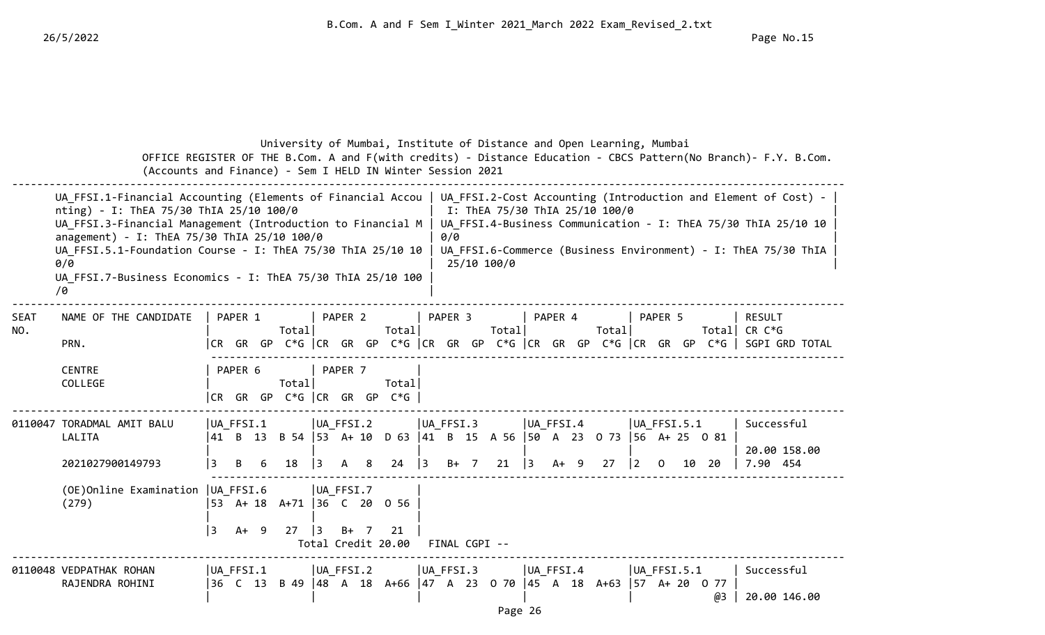University of Mumbai, Institute of Distance and Open Learning, Mumbai

OFFICE REGISTER OF THE B.Com. A and F(with credits) - Distance Education - CBCS Pattern(No Branch)- F.Y. B.Com. (Accounts and Finance) - Sem I HELD IN Winter Session 2021

UA_FFSI.1-Financial Accounting (Elements of Financial Accounting) - I: ThEA 75/30 ThIA 25/10 100/0

UA_FFSI.2-Cost Accounting (Introduction and Element of Cost) - I: ThEA 75/30 ThIA 25/10 100/0

UA_FFSI.3-Financial Management (Introduction to Financial Management) - I: ThEA 75/30 ThIA 25/10 100/0

UA_FFSI.4-Business Communication - I: ThEA 75/30 ThIA 25/10 100/0

UA_FFSI.5.1-Foundation Course - I: ThEA 75/30 ThIA 25/10 100/0

UA_FFSI.6-Commerce (Business Environment) - I: ThEA 75/30 ThIA 25/10 100/0

UA_FFSI.7-Business Economics - I: ThEA 75/30 ThIA 25/10 100/0

| SEAT NO. | NAME OF THE CANDIDATE / PRN. / CENTRE / COLLEGE | PAPER 1 / PAPER 6 | PAPER 2 / PAPER 7 | PAPER 3 | PAPER 4 | PAPER 5 | RESULT CR C*G SGPI GRD TOTAL |
|---|---|---|---|---|---|---|---|
| | | Total / CR GR GP C*G | Total / CR GR GP C*G | Total / CR GR GP C*G | Total / CR GR GP C*G | Total / CR GR GP C*G | |
| 0110047 | TORADMAL AMIT BALU LALITA | UA_FFSI.1 41 B 13 B 54 | UA_FFSI.2 53 A+ 10 D 63 | UA_FFSI.3 41 B 15 A 56 | UA_FFSI.4 50 A 23 O 73 | UA_FFSI.5.1 56 A+ 25 O 81 | Successful |
| | | | | | | | 20.00 158.00 |
| | 2021027900149793 | 3 B 6 18 | 3 A 8 24 | 3 B+ 7 21 | 3 A+ 9 27 | 2 O 10 20 | 7.90 454 |
| | (OE)Online Examination (279) | UA_FFSI.6 53 A+ 18 A+71 | UA_FFSI.7 36 C 20 O 56 | | | | |
| | | 3 A+ 9 27 | 3 B+ 7 21 | | | | |
| | | | Total Credit 20.00 | FINAL CGPI -- | | | |
| 0110048 | VEDPATHAK ROHAN RAJENDRA ROHINI | UA_FFSI.1 36 C 13 B 49 | UA_FFSI.2 48 A 18 A+66 | UA_FFSI.3 47 A 23 O 70 | UA_FFSI.4 45 A 18 A+63 | UA_FFSI.5.1 57 A+ 20 O 77 @3 | Successful |
| | | | | | | | 20.00 146.00 |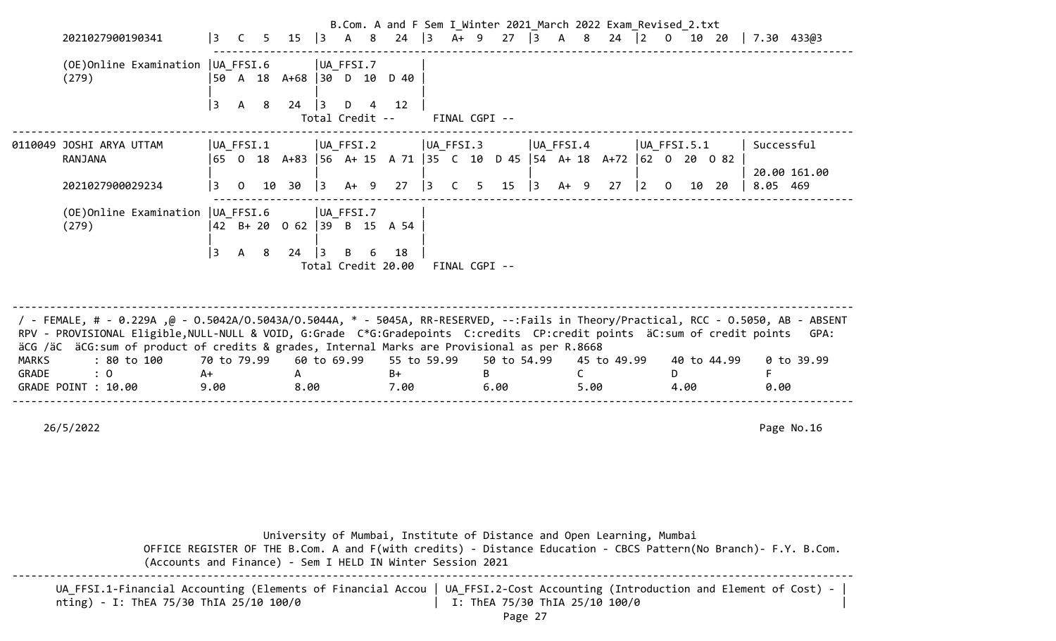| | | | | | | | |
|---|---|---|---|---|---|---|---|
| 2021027900190341 | \|3 C 5 15 | \|3 A 8 24 | \|3 A+ 9 27 | \|3 A 8 24 | \|2 O 10 20 | \| 7.30 433@3 |
| (OE)Online Examination (279) | UA_FFSI.6<br>50 A 18 A+68<br><br>3 A 8 24 | UA_FFSI.7<br>30 D 10 D 40<br><br>3 D 4 12 | | | | |
| | | Total Credit -- | FINAL CGPI -- | | | |

| | | | | | | | |
|---|---|---|---|---|---|---|---|
| 0110049 JOSHI ARYA UTTAM RANJANA | UA_FFSI.1<br>65 O 18 A+83 | UA_FFSI.2<br>56 A+ 15 A 71 | UA_FFSI.3<br>35 C 10 D 45 | UA_FFSI.4<br>54 A+ 18 A+72 | UA_FFSI.5.1<br>62 O 20 O 82 | Successful<br><br>20.00 161.00 |
| 2021027900029234 | 3 O 10 30 | 3 A+ 9 27 | 3 C 5 15 | 3 A+ 9 27 | 2 O 10 20 | 8.05 469 |
| (OE)Online Examination (279) | UA_FFSI.6<br>42 B+ 20 O 62<br><br>3 A 8 24 | UA_FFSI.7<br>39 B 15 A 54<br><br>3 B 6 18 | | | | |
| | | Total Credit 20.00 | FINAL CGPI -- | | | |

/ - FEMALE, # - 0.229A ,@ - O.5042A/O.5043A/O.5044A, * - 5045A, RR-RESERVED, --:Fails in Theory/Practical, RCC - O.5050, AB - ABSENT
RPV - PROVISIONAL Eligible,NULL-NULL & VOID, G:Grade C*G:Gradepoints C:credits CP:credit points äC:sum of credit points GPA: äCG /äC äCG:sum of product of credits & grades, Internal Marks are Provisional as per R.8668

| MARKS | : 80 to 100 | 70 to 79.99 | 60 to 69.99 | 55 to 59.99 | 50 to 54.99 | 45 to 49.99 | 40 to 44.99 | 0 to 39.99 |
|---|---|---|---|---|---|---|---|---|
| GRADE | : O | A+ | A | B+ | B | C | D | F |
| GRADE POINT | : 10.00 | 9.00 | 8.00 | 7.00 | 6.00 | 5.00 | 4.00 | 0.00 |

26/5/2022

Page No.16

University of Mumbai, Institute of Distance and Open Learning, Mumbai
OFFICE REGISTER OF THE B.Com. A and F(with credits) - Distance Education - CBCS Pattern(No Branch)- F.Y. B.Com. (Accounts and Finance) - Sem I HELD IN Winter Session 2021

| | |
|---|---|
| UA_FFSI.1-Financial Accounting (Elements of Financial Accounting) - I: ThEA 75/30 ThIA 25/10 100/0 | UA_FFSI.2-Cost Accounting (Introduction and Element of Cost) - I: ThEA 75/30 ThIA 25/10 100/0 |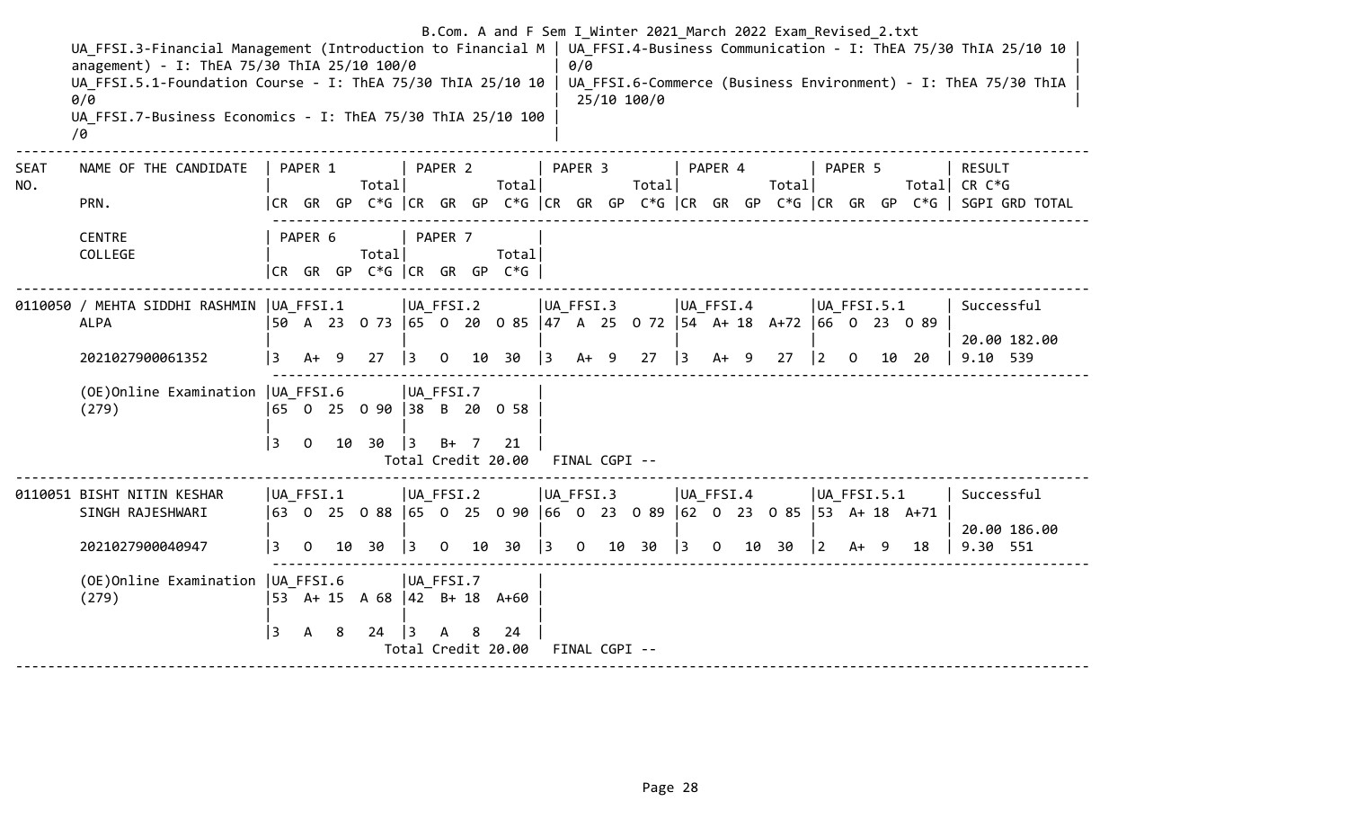B.Com. A and F Sem I_Winter 2021_March 2022 Exam_Revised_2.txt

UA_FFSI.3-Financial Management (Introduction to Financial Management) - I: ThEA 75/30 ThIA 25/10 100/0
UA_FFSI.4-Business Communication - I: ThEA 75/30 ThIA 25/10 100/0
UA_FFSI.5.1-Foundation Course - I: ThEA 75/30 ThIA 25/10 100/0
UA_FFSI.6-Commerce (Business Environment) - I: ThEA 75/30 ThIA 25/10 100/0
UA_FFSI.7-Business Economics - I: ThEA 75/30 ThIA 25/10 100/0

```
-----------------------------------------------------------------------------------------------------------------------------------------
SEAT    NAME OF THE CANDIDATE    | PAPER 1          | PAPER 2          | PAPER 3          | PAPER 4          | PAPER 5          | RESULT
NO.                              |            Total|            Total|            Total|            Total|            Total| CR C*G
        PRN.                     |CR  GR  GP  C*G |CR  GR  GP  C*G |CR  GR  GP  C*G |CR  GR  GP  C*G |CR  GR  GP  C*G | SGPI GRD TOTAL
                                  ---------------------------------------------------------------------------------------------------
        CENTRE                   | PAPER 6          | PAPER 7          |
        COLLEGE                  |            Total|            Total|
                                 |CR  GR  GP  C*G |CR  GR  GP  C*G |
-----------------------------------------------------------------------------------------------------------------------------------------
0110050 / MEHTA SIDDHI RASHMIN  |UA_FFSI.1        |UA_FFSI.2        |UA_FFSI.3        |UA_FFSI.4        |UA_FFSI.5.1      | Successful
        ALPA                     |50  A  23  O 73  |65  O  20  O 85  |47  A  25  O 72  |54  A+ 18  A+72  |66  O  23  O 89  |
                                 |                 |                 |                 |                 |                 | 20.00 182.00
        2021027900061352         |3   A+  9   27   |3   O   10  30   |3   A+  9   27   |3   A+  9   27   |2   O   10  20   | 9.10  539
                                  ---------------------------------------------------------------------------------------------------
        (OE)Online Examination   |UA_FFSI.6        |UA_FFSI.7        |
        (279)                    |65  O  25  O 90  |38  B  20  O 58  |
                                 |                 |                 |
                                 |3   O   10  30   |3   B+  7   21   |
                                          Total Credit 20.00   FINAL CGPI --
-----------------------------------------------------------------------------------------------------------------------------------------
0110051 BISHT NITIN KESHAR      |UA_FFSI.1        |UA_FFSI.2        |UA_FFSI.3        |UA_FFSI.4        |UA_FFSI.5.1      | Successful
        SINGH RAJESHWARI         |63  O  25  O 88  |65  O  25  O 90  |66  O  23  O 89  |62  O  23  O 85  |53  A+ 18  A+71  |
                                 |                 |                 |                 |                 |                 | 20.00 186.00
        2021027900040947         |3   O   10  30   |3   O   10  30   |3   O   10  30   |3   O   10  30   |2   A+  9   18   | 9.30  551
                                  ---------------------------------------------------------------------------------------------------
        (OE)Online Examination   |UA_FFSI.6        |UA_FFSI.7        |
        (279)                    |53  A+ 15  A 68  |42  B+ 18  A+60  |
                                 |                 |                 |
                                 |3   A   8   24   |3   A   8   24   |
                                          Total Credit 20.00   FINAL CGPI --
-----------------------------------------------------------------------------------------------------------------------------------------
```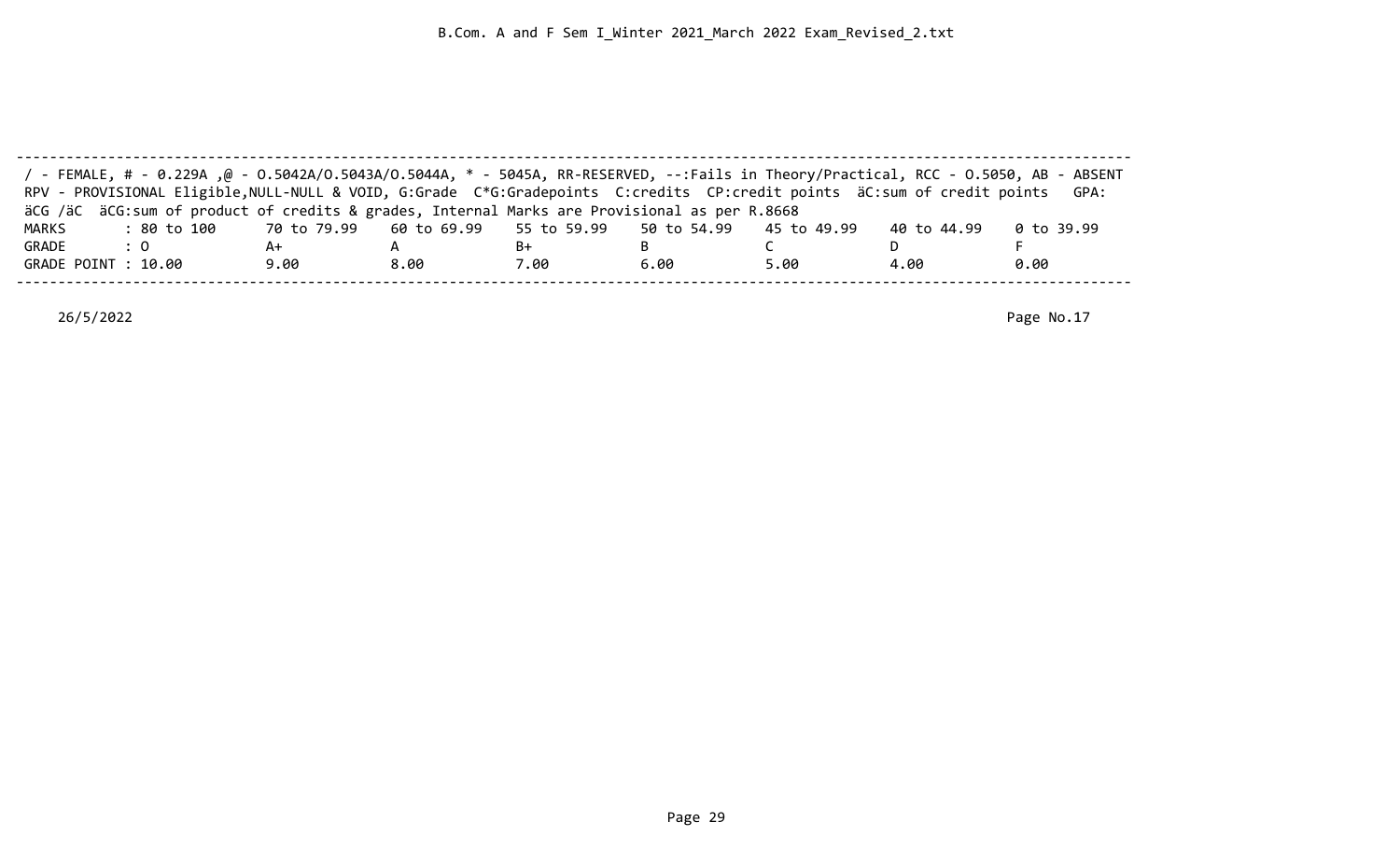/ - FEMALE, # - 0.229A ,@ - O.5042A/O.5043A/O.5044A, * - 5045A, RR-RESERVED, --:Fails in Theory/Practical, RCC - O.5050, AB - ABSENT
RPV - PROVISIONAL Eligible,NULL-NULL & VOID, G:Grade C*G:Gradepoints C:credits CP:credit points äC:sum of credit points GPA:
äCG /äC äCG:sum of product of credits & grades, Internal Marks are Provisional as per R.8668

| | | | | | | | | |
|---|---|---|---|---|---|---|---|---|
| MARKS | : 80 to 100 | 70 to 79.99 | 60 to 69.99 | 55 to 59.99 | 50 to 54.99 | 45 to 49.99 | 40 to 44.99 | 0 to 39.99 |
| GRADE | : O | A+ | A | B+ | B | C | D | F |
| GRADE POINT | : 10.00 | 9.00 | 8.00 | 7.00 | 6.00 | 5.00 | 4.00 | 0.00 |

26/5/2022

Page No.17